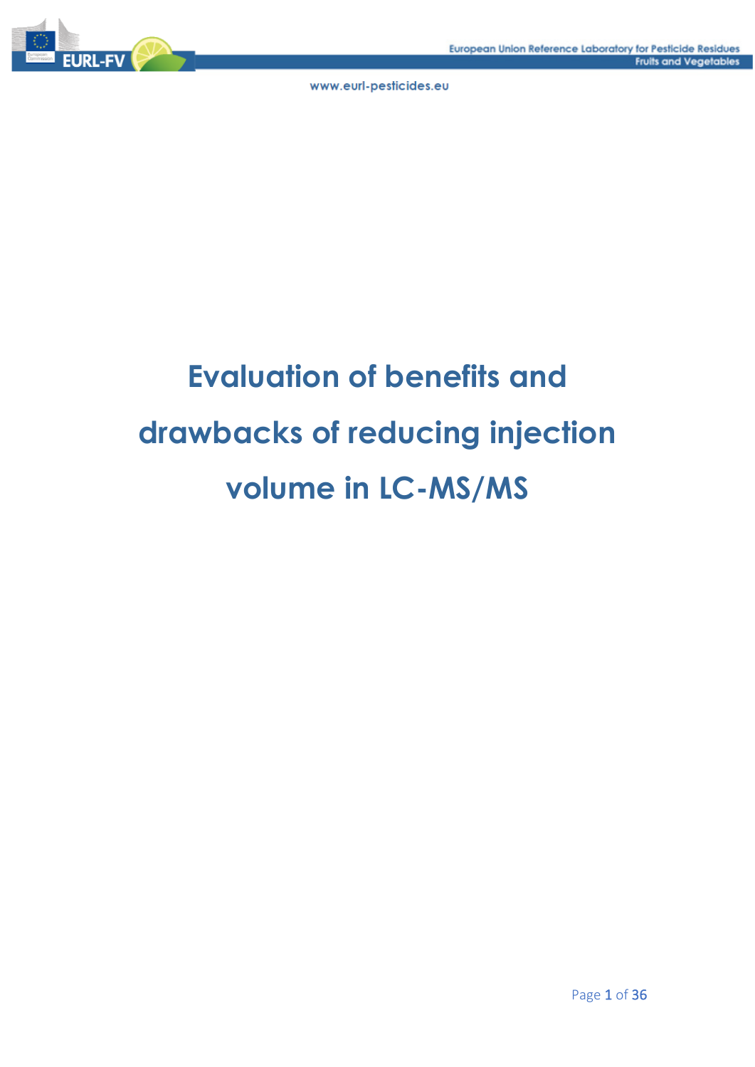# Evaluation of benefits and drawbacks of reducing injection volume in LC-MS/MS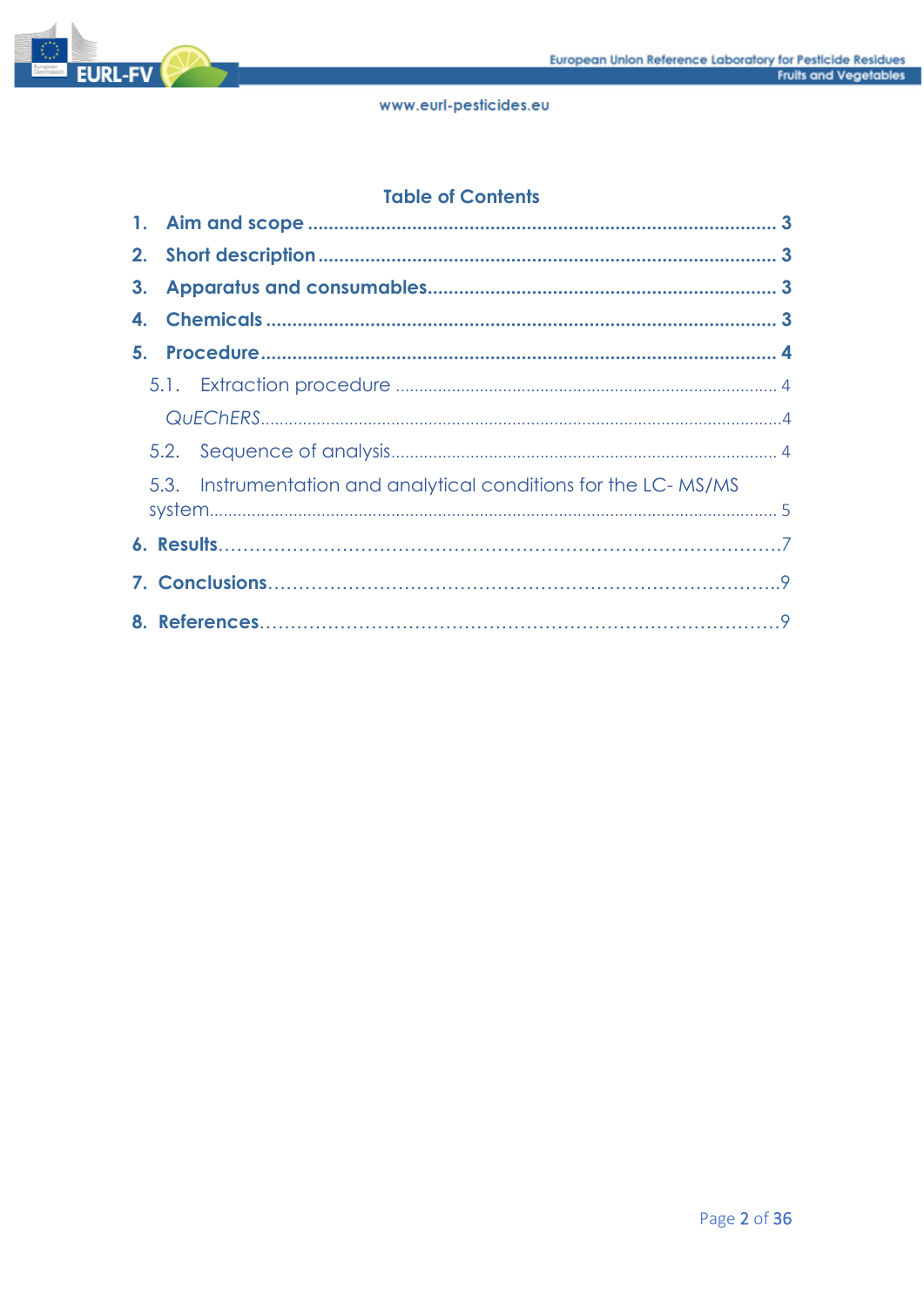## Table of Contents

1. **Aim and scope** ........................................................................................ 3
2. **Short description** ..................................................................................... 3
3. **Apparatus and consumables** ................................................................. 3
4. **Chemicals** ................................................................................................ 3
5. **Procedure** ................................................................................................ 4
   - 5.1. Extraction procedure ........................................................................ 4
     - *QuEChERS* ............................................................................................. 4
   - 5.2. Sequence of analysis ......................................................................... 4
   - 5.3. Instrumentation and analytical conditions for the LC- MS/MS system ........................................................................................................... 5
6. **Results** ....................................................................................................... 7
7. **Conclusions** .............................................................................................. 9
8. **References** ................................................................................................ 9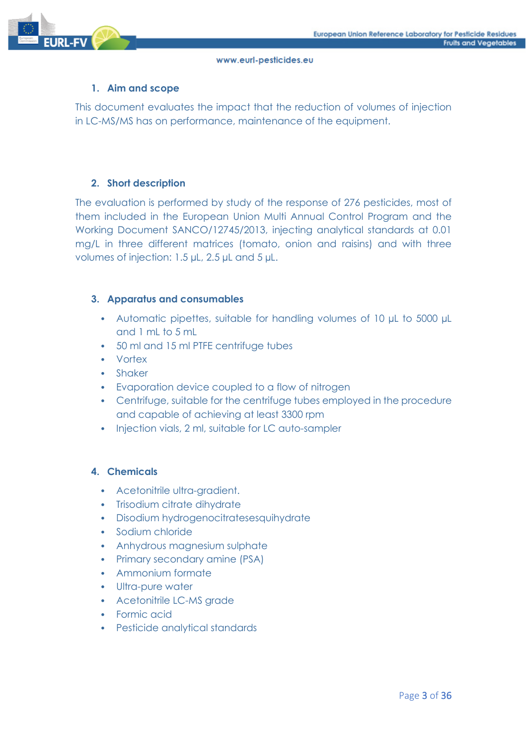## 1. Aim and scope

This document evaluates the impact that the reduction of volumes of injection in LC-MS/MS has on performance, maintenance of the equipment.

## 2. Short description

The evaluation is performed by study of the response of 276 pesticides, most of them included in the European Union Multi Annual Control Program and the Working Document SANCO/12745/2013, injecting analytical standards at 0.01 mg/L in three different matrices (tomato, onion and raisins) and with three volumes of injection: 1.5 µL, 2.5 µL and 5 µL.

## 3. Apparatus and consumables

- Automatic pipettes, suitable for handling volumes of 10 µL to 5000 µL and 1 mL to 5 mL
- 50 ml and 15 ml PTFE centrifuge tubes
- Vortex
- Shaker
- Evaporation device coupled to a flow of nitrogen
- Centrifuge, suitable for the centrifuge tubes employed in the procedure and capable of achieving at least 3300 rpm
- Injection vials, 2 ml, suitable for LC auto-sampler

## 4. Chemicals

- Acetonitrile ultra-gradient.
- Trisodium citrate dihydrate
- Disodium hydrogenocitratesesquihydrate
- Sodium chloride
- Anhydrous magnesium sulphate
- Primary secondary amine (PSA)
- Ammonium formate
- Ultra-pure water
- Acetonitrile LC-MS grade
- Formic acid
- Pesticide analytical standards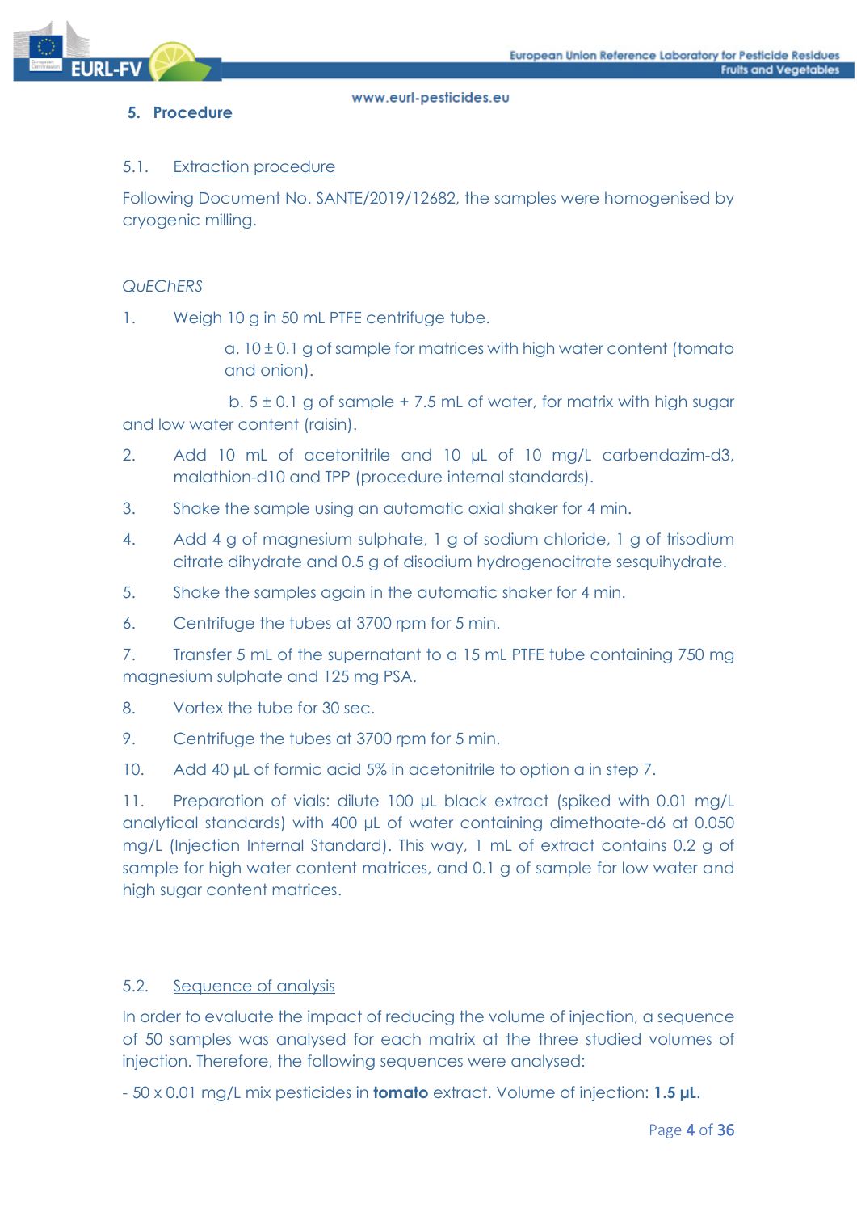## 5. Procedure

### 5.1. Extraction procedure

Following Document No. SANTE/2019/12682, the samples were homogenised by cryogenic milling.

*QuEChERS*

1. Weigh 10 g in 50 mL PTFE centrifuge tube.
   a. 10 ± 0.1 g of sample for matrices with high water content (tomato and onion).
   b. 5 ± 0.1 g of sample + 7.5 mL of water, for matrix with high sugar and low water content (raisin).
2. Add 10 mL of acetonitrile and 10 µL of 10 mg/L carbendazim-d3, malathion-d10 and TPP (procedure internal standards).
3. Shake the sample using an automatic axial shaker for 4 min.
4. Add 4 g of magnesium sulphate, 1 g of sodium chloride, 1 g of trisodium citrate dihydrate and 0.5 g of disodium hydrogenocitrate sesquihydrate.
5. Shake the samples again in the automatic shaker for 4 min.
6. Centrifuge the tubes at 3700 rpm for 5 min.
7. Transfer 5 mL of the supernatant to a 15 mL PTFE tube containing 750 mg magnesium sulphate and 125 mg PSA.
8. Vortex the tube for 30 sec.
9. Centrifuge the tubes at 3700 rpm for 5 min.
10. Add 40 µL of formic acid 5% in acetonitrile to option a in step 7.
11. Preparation of vials: dilute 100 µL black extract (spiked with 0.01 mg/L analytical standards) with 400 µL of water containing dimethoate-d6 at 0.050 mg/L (Injection Internal Standard). This way, 1 mL of extract contains 0.2 g of sample for high water content matrices, and 0.1 g of sample for low water and high sugar content matrices.

### 5.2. Sequence of analysis

In order to evaluate the impact of reducing the volume of injection, a sequence of 50 samples was analysed for each matrix at the three studied volumes of injection. Therefore, the following sequences were analysed:

- 50 x 0.01 mg/L mix pesticides in **tomato** extract. Volume of injection: **1.5 µL**.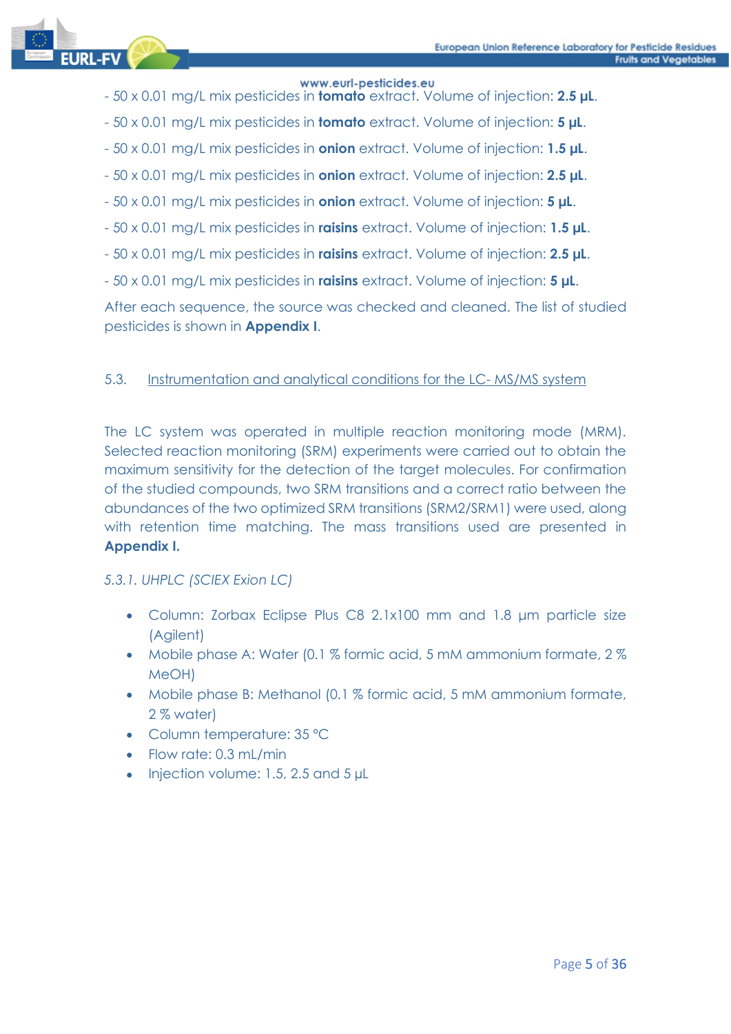- 50 x 0.01 mg/L mix pesticides in **tomato** extract. Volume of injection: **2.5 µL**.

- 50 x 0.01 mg/L mix pesticides in **tomato** extract. Volume of injection: **5 µL**.

- 50 x 0.01 mg/L mix pesticides in **onion** extract. Volume of injection: **1.5 µL**.

- 50 x 0.01 mg/L mix pesticides in **onion** extract. Volume of injection: **2.5 µL**.

- 50 x 0.01 mg/L mix pesticides in **onion** extract. Volume of injection: **5 µL**.

- 50 x 0.01 mg/L mix pesticides in **raisins** extract. Volume of injection: **1.5 µL**.

- 50 x 0.01 mg/L mix pesticides in **raisins** extract. Volume of injection: **2.5 µL**.

- 50 x 0.01 mg/L mix pesticides in **raisins** extract. Volume of injection: **5 µL**.

After each sequence, the source was checked and cleaned. The list of studied pesticides is shown in **Appendix I**.

## 5.3. Instrumentation and analytical conditions for the LC- MS/MS system

The LC system was operated in multiple reaction monitoring mode (MRM). Selected reaction monitoring (SRM) experiments were carried out to obtain the maximum sensitivity for the detection of the target molecules. For confirmation of the studied compounds, two SRM transitions and a correct ratio between the abundances of the two optimized SRM transitions (SRM2/SRM1) were used, along with retention time matching. The mass transitions used are presented in **Appendix I.**

### *5.3.1. UHPLC (SCIEX Exion LC)*

- Column: Zorbax Eclipse Plus C8 2.1x100 mm and 1.8 µm particle size (Agilent)
- Mobile phase A: Water (0.1 % formic acid, 5 mM ammonium formate, 2 % MeOH)
- Mobile phase B: Methanol (0.1 % formic acid, 5 mM ammonium formate, 2 % water)
- Column temperature: 35 °C
- Flow rate: 0.3 mL/min
- Injection volume: 1.5, 2.5 and 5 µL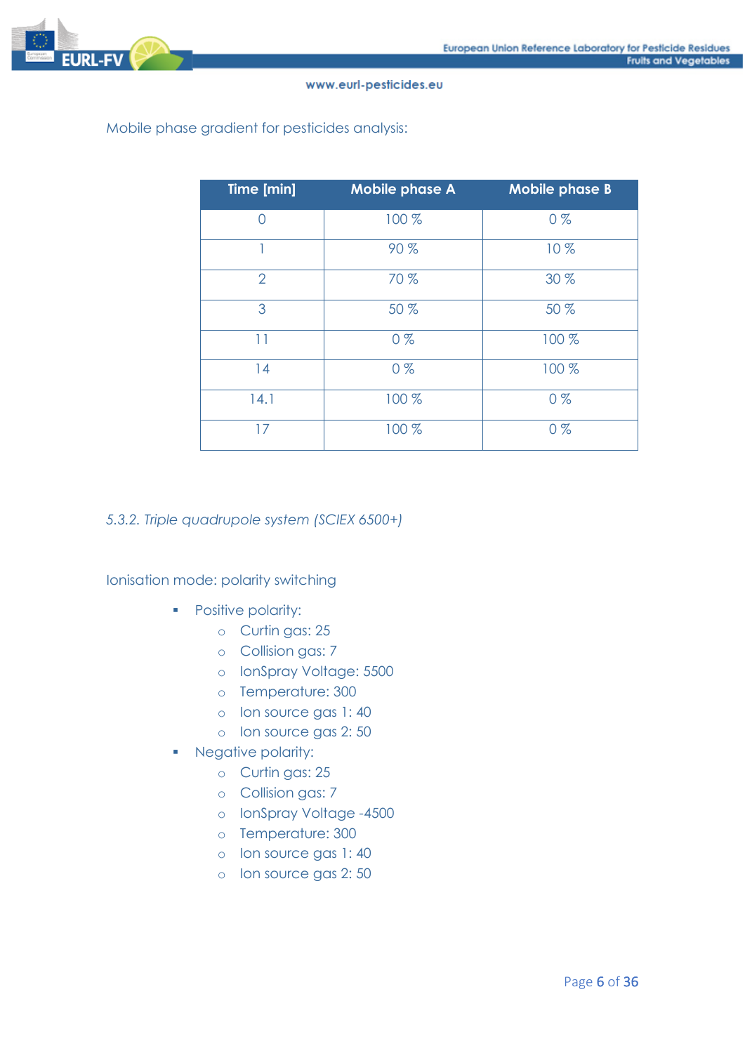Mobile phase gradient for pesticides analysis:

| Time [min] | Mobile phase A | Mobile phase B |
|---|---|---|
| 0 | 100 % | 0 % |
| 1 | 90 % | 10 % |
| 2 | 70 % | 30 % |
| 3 | 50 % | 50 % |
| 11 | 0 % | 100 % |
| 14 | 0 % | 100 % |
| 14.1 | 100 % | 0 % |
| 17 | 100 % | 0 % |

### *5.3.2. Triple quadrupole system (SCIEX 6500+)*

Ionisation mode: polarity switching

- Positive polarity:
  - Curtin gas: 25
  - Collision gas: 7
  - IonSpray Voltage: 5500
  - Temperature: 300
  - Ion source gas 1: 40
  - Ion source gas 2: 50
- Negative polarity:
  - Curtin gas: 25
  - Collision gas: 7
  - IonSpray Voltage -4500
  - Temperature: 300
  - Ion source gas 1: 40
  - Ion source gas 2: 50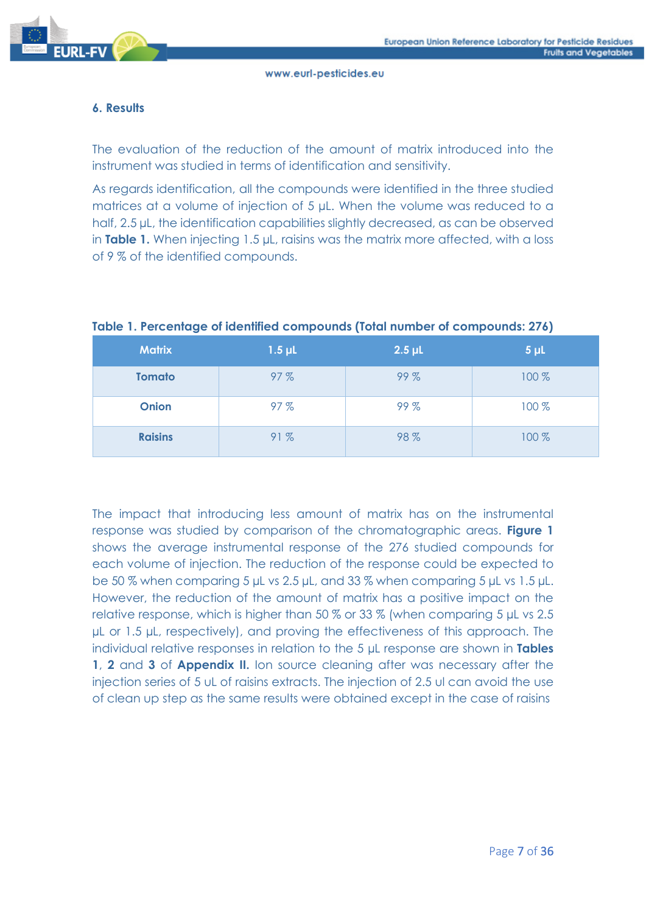## 6. Results

The evaluation of the reduction of the amount of matrix introduced into the instrument was studied in terms of identification and sensitivity.

As regards identification, all the compounds were identified in the three studied matrices at a volume of injection of 5 µL. When the volume was reduced to a half, 2.5 µL, the identification capabilities slightly decreased, as can be observed in **Table 1.** When injecting 1.5 µL, raisins was the matrix more affected, with a loss of 9 % of the identified compounds.

**Table 1. Percentage of identified compounds (Total number of compounds: 276)**

| Matrix | 1.5 µL | 2.5 µL | 5 µL |
|---|---|---|---|
| **Tomato** | 97 % | 99 % | 100 % |
| **Onion** | 97 % | 99 % | 100 % |
| **Raisins** | 91 % | 98 % | 100 % |

The impact that introducing less amount of matrix has on the instrumental response was studied by comparison of the chromatographic areas. **Figure 1** shows the average instrumental response of the 276 studied compounds for each volume of injection. The reduction of the response could be expected to be 50 % when comparing 5 µL vs 2.5 µL, and 33 % when comparing 5 µL vs 1.5 µL. However, the reduction of the amount of matrix has a positive impact on the relative response, which is higher than 50 % or 33 % (when comparing 5 µL vs 2.5 µL or 1.5 µL, respectively), and proving the effectiveness of this approach. The individual relative responses in relation to the 5 µL response are shown in **Tables 1**, **2** and **3** of **Appendix II.** Ion source cleaning after was necessary after the injection series of 5 uL of raisins extracts. The injection of 2.5 ul can avoid the use of clean up step as the same results were obtained except in the case of raisins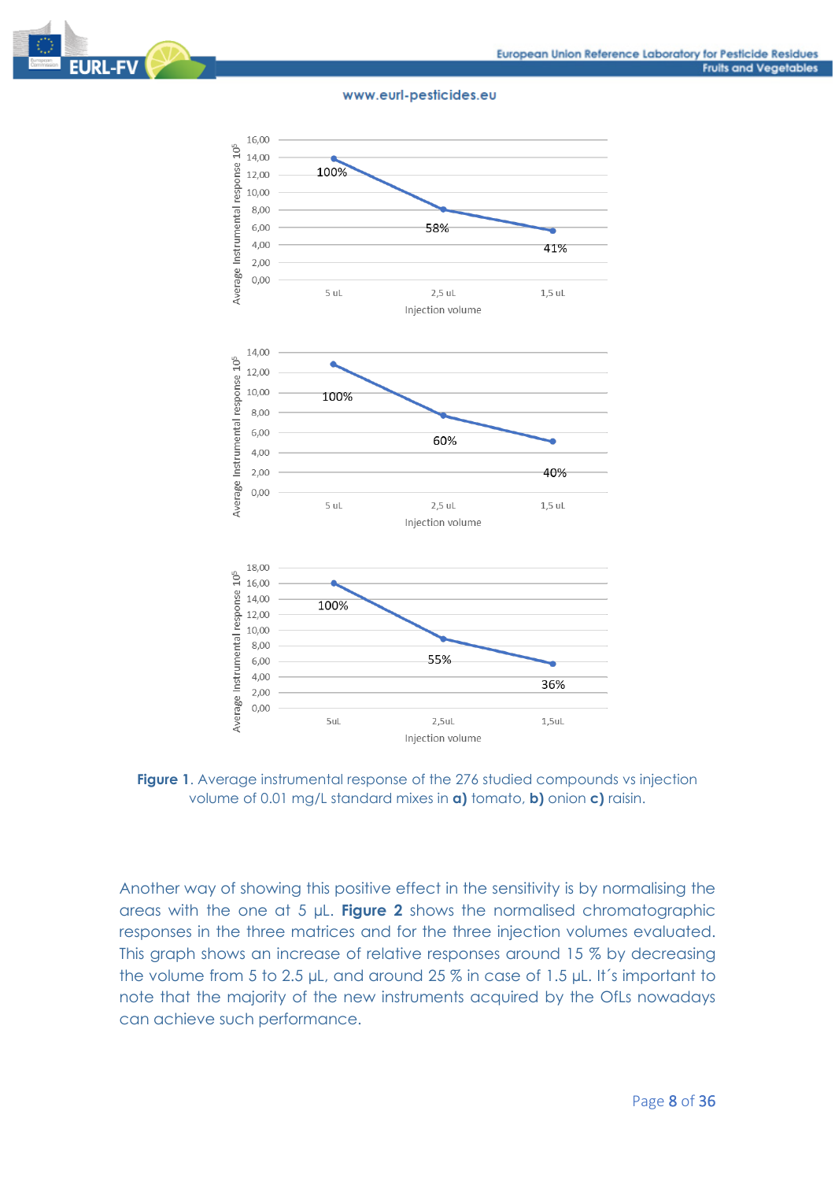16,00
14,00
12,00
10,00
8,00
6,00
4,00
2,00
0,00

Average Instrumental response $10^5$

100%

58%

41%

5 uL
2,5 uL
1,5 uL

Injection volume

14,00
12,00
10,00
8,00
6,00
4,00
2,00
0,00

Average Instrumental response $10^5$

100%

60%

40%

5 uL
2,5 uL
1,5 uL

Injection volume

18,00
16,00
14,00
12,00
10,00
8,00
6,00
4,00
2,00
0,00

Average Instrumental response $10^5$

100%

55%

36%

5uL
2,5uL
1,5uL

Injection volume

**Figure 1**. Average instrumental response of the 276 studied compounds vs injection volume of 0.01 mg/L standard mixes in **a)** tomato, **b)** onion **c)** raisin.

Another way of showing this positive effect in the sensitivity is by normalising the areas with the one at 5 µL. **Figure 2** shows the normalised chromatographic responses in the three matrices and for the three injection volumes evaluated. This graph shows an increase of relative responses around 15 % by decreasing the volume from 5 to 2.5 µL, and around 25 % in case of 1.5 µL. It´s important to note that the majority of the new instruments acquired by the OfLs nowadays can achieve such performance.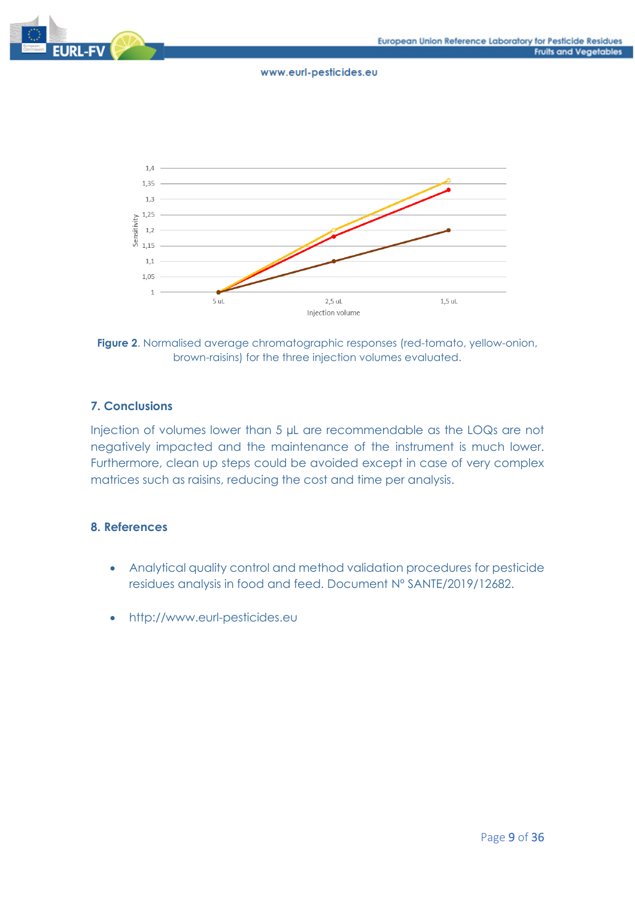1,4
1,35
1,3
1,25
1,2
1,15
1,1
1,05
1

Sensitivity

5 uL
2,5 uL
1,5 uL

Injection volume

**Figure 2**. Normalised average chromatographic responses (red-tomato, yellow-onion, brown-raisins) for the three injection volumes evaluated.

## 7. Conclusions

Injection of volumes lower than 5 µL are recommendable as the LOQs are not negatively impacted and the maintenance of the instrument is much lower. Furthermore, clean up steps could be avoided except in case of very complex matrices such as raisins, reducing the cost and time per analysis.

## 8. References

- Analytical quality control and method validation procedures for pesticide residues analysis in food and feed. Document Nº SANTE/2019/12682.
- http://www.eurl-pesticides.eu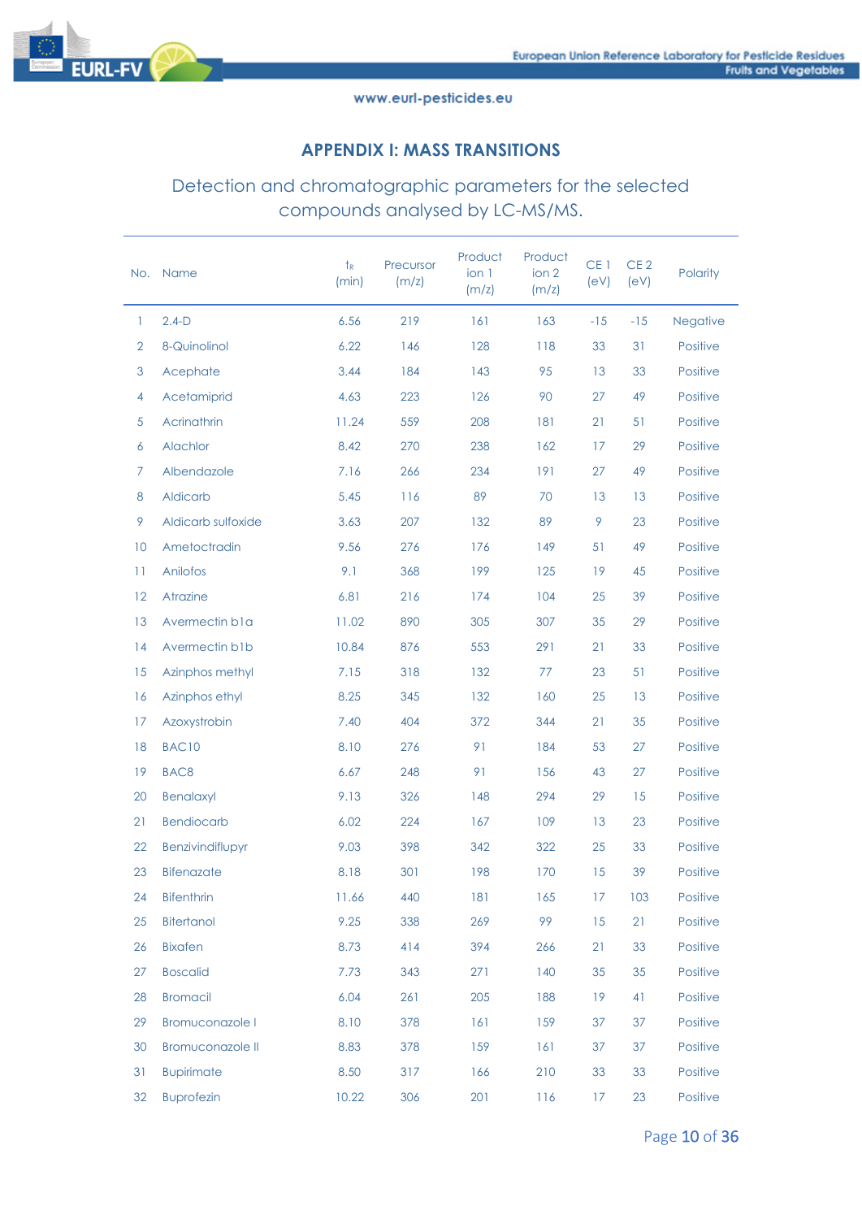## APPENDIX I: MASS TRANSITIONS

Detection and chromatographic parameters for the selected compounds analysed by LC-MS/MS.

| No. | Name | $t_R$ (min) | Precursor (m/z) | Product ion 1 (m/z) | Product ion 2 (m/z) | CE 1 (eV) | CE 2 (eV) | Polarity |
|---|---|---|---|---|---|---|---|---|
| 1 | 2.4-D | 6.56 | 219 | 161 | 163 | -15 | -15 | Negative |
| 2 | 8-Quinolinol | 6.22 | 146 | 128 | 118 | 33 | 31 | Positive |
| 3 | Acephate | 3.44 | 184 | 143 | 95 | 13 | 33 | Positive |
| 4 | Acetamiprid | 4.63 | 223 | 126 | 90 | 27 | 49 | Positive |
| 5 | Acrinathrin | 11.24 | 559 | 208 | 181 | 21 | 51 | Positive |
| 6 | Alachlor | 8.42 | 270 | 238 | 162 | 17 | 29 | Positive |
| 7 | Albendazole | 7.16 | 266 | 234 | 191 | 27 | 49 | Positive |
| 8 | Aldicarb | 5.45 | 116 | 89 | 70 | 13 | 13 | Positive |
| 9 | Aldicarb sulfoxide | 3.63 | 207 | 132 | 89 | 9 | 23 | Positive |
| 10 | Ametoctradin | 9.56 | 276 | 176 | 149 | 51 | 49 | Positive |
| 11 | Anilofos | 9.1 | 368 | 199 | 125 | 19 | 45 | Positive |
| 12 | Atrazine | 6.81 | 216 | 174 | 104 | 25 | 39 | Positive |
| 13 | Avermectin b1a | 11.02 | 890 | 305 | 307 | 35 | 29 | Positive |
| 14 | Avermectin b1b | 10.84 | 876 | 553 | 291 | 21 | 33 | Positive |
| 15 | Azinphos methyl | 7.15 | 318 | 132 | 77 | 23 | 51 | Positive |
| 16 | Azinphos ethyl | 8.25 | 345 | 132 | 160 | 25 | 13 | Positive |
| 17 | Azoxystrobin | 7.40 | 404 | 372 | 344 | 21 | 35 | Positive |
| 18 | BAC10 | 8.10 | 276 | 91 | 184 | 53 | 27 | Positive |
| 19 | BAC8 | 6.67 | 248 | 91 | 156 | 43 | 27 | Positive |
| 20 | Benalaxyl | 9.13 | 326 | 148 | 294 | 29 | 15 | Positive |
| 21 | Bendiocarb | 6.02 | 224 | 167 | 109 | 13 | 23 | Positive |
| 22 | Benzivindiflupyr | 9.03 | 398 | 342 | 322 | 25 | 33 | Positive |
| 23 | Bifenazate | 8.18 | 301 | 198 | 170 | 15 | 39 | Positive |
| 24 | Bifenthrin | 11.66 | 440 | 181 | 165 | 17 | 103 | Positive |
| 25 | Bitertanol | 9.25 | 338 | 269 | 99 | 15 | 21 | Positive |
| 26 | Bixafen | 8.73 | 414 | 394 | 266 | 21 | 33 | Positive |
| 27 | Boscalid | 7.73 | 343 | 271 | 140 | 35 | 35 | Positive |
| 28 | Bromacil | 6.04 | 261 | 205 | 188 | 19 | 41 | Positive |
| 29 | Bromuconazole I | 8.10 | 378 | 161 | 159 | 37 | 37 | Positive |
| 30 | Bromuconazole II | 8.83 | 378 | 159 | 161 | 37 | 37 | Positive |
| 31 | Bupirimate | 8.50 | 317 | 166 | 210 | 33 | 33 | Positive |
| 32 | Buprofezin | 10.22 | 306 | 201 | 116 | 17 | 23 | Positive |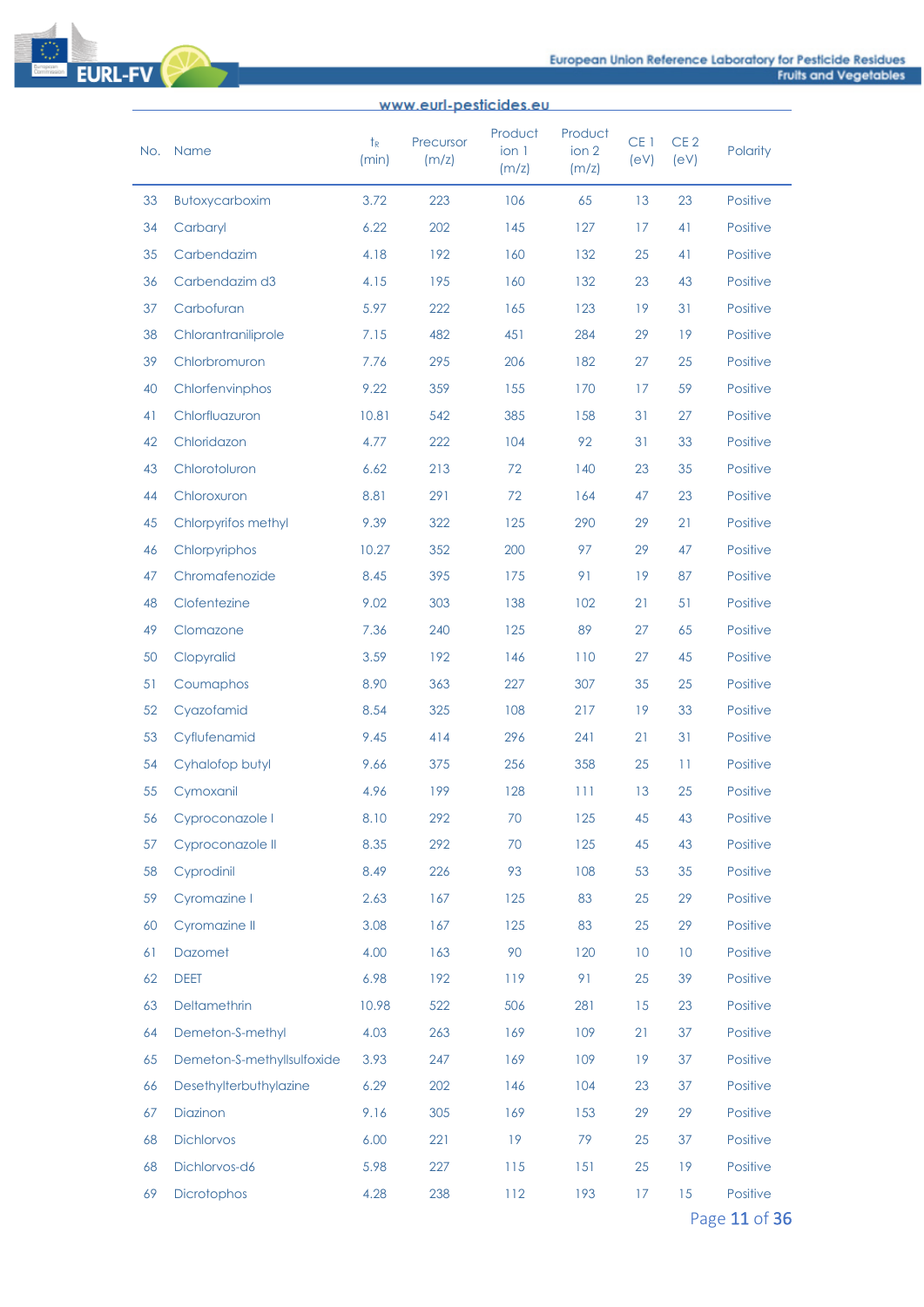| No. | Name | $t_R$ (min) | Precursor (m/z) | Product ion 1 (m/z) | Product ion 2 (m/z) | CE 1 (eV) | CE 2 (eV) | Polarity |
|---|---|---|---|---|---|---|---|---|
| 33 | Butoxycarboxim | 3.72 | 223 | 106 | 65 | 13 | 23 | Positive |
| 34 | Carbaryl | 6.22 | 202 | 145 | 127 | 17 | 41 | Positive |
| 35 | Carbendazim | 4.18 | 192 | 160 | 132 | 25 | 41 | Positive |
| 36 | Carbendazim d3 | 4.15 | 195 | 160 | 132 | 23 | 43 | Positive |
| 37 | Carbofuran | 5.97 | 222 | 165 | 123 | 19 | 31 | Positive |
| 38 | Chlorantraniliprole | 7.15 | 482 | 451 | 284 | 29 | 19 | Positive |
| 39 | Chlorbromuron | 7.76 | 295 | 206 | 182 | 27 | 25 | Positive |
| 40 | Chlorfenvinphos | 9.22 | 359 | 155 | 170 | 17 | 59 | Positive |
| 41 | Chlorfluazuron | 10.81 | 542 | 385 | 158 | 31 | 27 | Positive |
| 42 | Chloridazon | 4.77 | 222 | 104 | 92 | 31 | 33 | Positive |
| 43 | Chlorotoluron | 6.62 | 213 | 72 | 140 | 23 | 35 | Positive |
| 44 | Chloroxuron | 8.81 | 291 | 72 | 164 | 47 | 23 | Positive |
| 45 | Chlorpyrifos methyl | 9.39 | 322 | 125 | 290 | 29 | 21 | Positive |
| 46 | Chlorpyriphos | 10.27 | 352 | 200 | 97 | 29 | 47 | Positive |
| 47 | Chromafenozide | 8.45 | 395 | 175 | 91 | 19 | 87 | Positive |
| 48 | Clofentezine | 9.02 | 303 | 138 | 102 | 21 | 51 | Positive |
| 49 | Clomazone | 7.36 | 240 | 125 | 89 | 27 | 65 | Positive |
| 50 | Clopyralid | 3.59 | 192 | 146 | 110 | 27 | 45 | Positive |
| 51 | Coumaphos | 8.90 | 363 | 227 | 307 | 35 | 25 | Positive |
| 52 | Cyazofamid | 8.54 | 325 | 108 | 217 | 19 | 33 | Positive |
| 53 | Cyflufenamid | 9.45 | 414 | 296 | 241 | 21 | 31 | Positive |
| 54 | Cyhalofop butyl | 9.66 | 375 | 256 | 358 | 25 | 11 | Positive |
| 55 | Cymoxanil | 4.96 | 199 | 128 | 111 | 13 | 25 | Positive |
| 56 | Cyproconazole I | 8.10 | 292 | 70 | 125 | 45 | 43 | Positive |
| 57 | Cyproconazole II | 8.35 | 292 | 70 | 125 | 45 | 43 | Positive |
| 58 | Cyprodinil | 8.49 | 226 | 93 | 108 | 53 | 35 | Positive |
| 59 | Cyromazine I | 2.63 | 167 | 125 | 83 | 25 | 29 | Positive |
| 60 | Cyromazine II | 3.08 | 167 | 125 | 83 | 25 | 29 | Positive |
| 61 | Dazomet | 4.00 | 163 | 90 | 120 | 10 | 10 | Positive |
| 62 | DEET | 6.98 | 192 | 119 | 91 | 25 | 39 | Positive |
| 63 | Deltamethrin | 10.98 | 522 | 506 | 281 | 15 | 23 | Positive |
| 64 | Demeton-S-methyl | 4.03 | 263 | 169 | 109 | 21 | 37 | Positive |
| 65 | Demeton-S-methyllsulfoxide | 3.93 | 247 | 169 | 109 | 19 | 37 | Positive |
| 66 | Desethylterbuthylazine | 6.29 | 202 | 146 | 104 | 23 | 37 | Positive |
| 67 | Diazinon | 9.16 | 305 | 169 | 153 | 29 | 29 | Positive |
| 68 | Dichlorvos | 6.00 | 221 | 19 | 79 | 25 | 37 | Positive |
| 68 | Dichlorvos-d6 | 5.98 | 227 | 115 | 151 | 25 | 19 | Positive |
| 69 | Dicrotophos | 4.28 | 238 | 112 | 193 | 17 | 15 | Positive |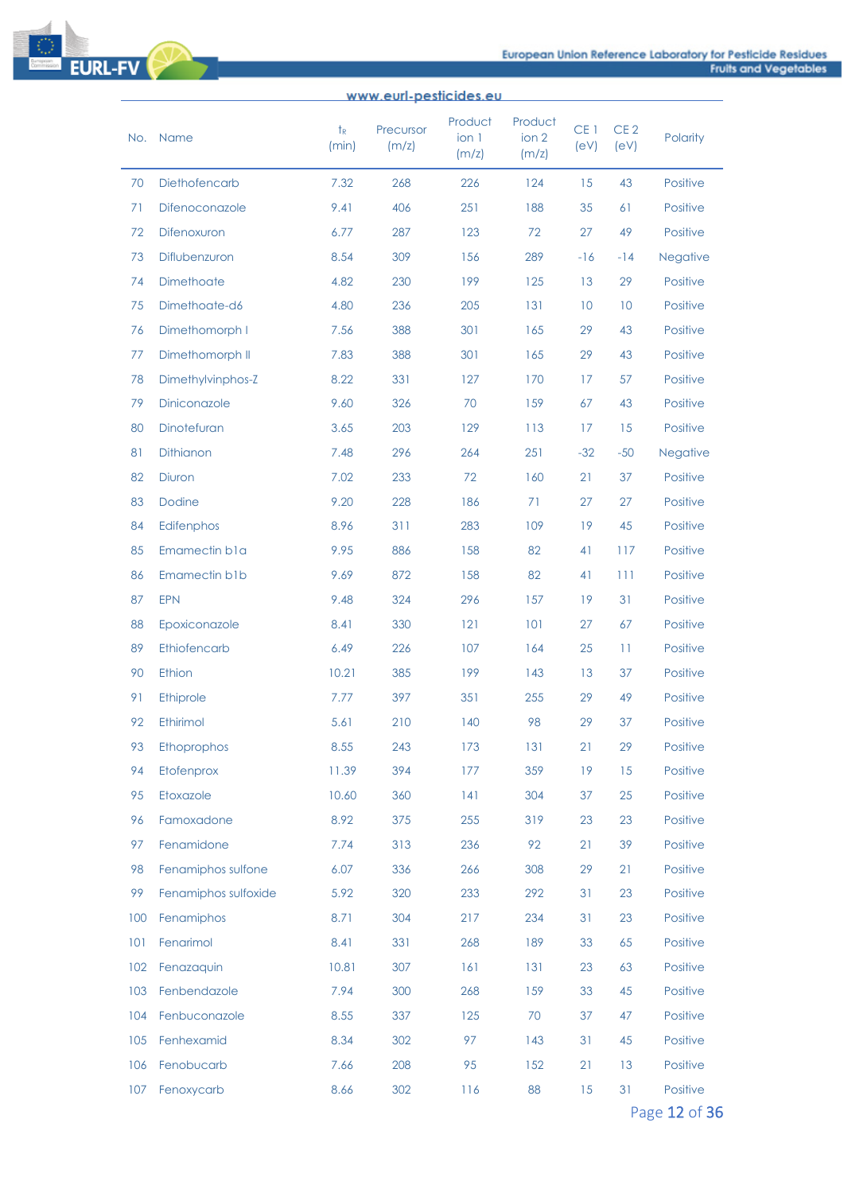| No. | Name | $t_R$ (min) | Precursor (m/z) | Product ion 1 (m/z) | Product ion 2 (m/z) | CE 1 (eV) | CE 2 (eV) | Polarity |
|---|---|---|---|---|---|---|---|---|
| 70 | Diethofencarb | 7.32 | 268 | 226 | 124 | 15 | 43 | Positive |
| 71 | Difenoconazole | 9.41 | 406 | 251 | 188 | 35 | 61 | Positive |
| 72 | Difenoxuron | 6.77 | 287 | 123 | 72 | 27 | 49 | Positive |
| 73 | Diflubenzuron | 8.54 | 309 | 156 | 289 | -16 | -14 | Negative |
| 74 | Dimethoate | 4.82 | 230 | 199 | 125 | 13 | 29 | Positive |
| 75 | Dimethoate-d6 | 4.80 | 236 | 205 | 131 | 10 | 10 | Positive |
| 76 | Dimethomorph I | 7.56 | 388 | 301 | 165 | 29 | 43 | Positive |
| 77 | Dimethomorph II | 7.83 | 388 | 301 | 165 | 29 | 43 | Positive |
| 78 | Dimethylvinphos-Z | 8.22 | 331 | 127 | 170 | 17 | 57 | Positive |
| 79 | Diniconazole | 9.60 | 326 | 70 | 159 | 67 | 43 | Positive |
| 80 | Dinotefuran | 3.65 | 203 | 129 | 113 | 17 | 15 | Positive |
| 81 | Dithianon | 7.48 | 296 | 264 | 251 | -32 | -50 | Negative |
| 82 | Diuron | 7.02 | 233 | 72 | 160 | 21 | 37 | Positive |
| 83 | Dodine | 9.20 | 228 | 186 | 71 | 27 | 27 | Positive |
| 84 | Edifenphos | 8.96 | 311 | 283 | 109 | 19 | 45 | Positive |
| 85 | Emamectin b1a | 9.95 | 886 | 158 | 82 | 41 | 117 | Positive |
| 86 | Emamectin b1b | 9.69 | 872 | 158 | 82 | 41 | 111 | Positive |
| 87 | EPN | 9.48 | 324 | 296 | 157 | 19 | 31 | Positive |
| 88 | Epoxiconazole | 8.41 | 330 | 121 | 101 | 27 | 67 | Positive |
| 89 | Ethiofencarb | 6.49 | 226 | 107 | 164 | 25 | 11 | Positive |
| 90 | Ethion | 10.21 | 385 | 199 | 143 | 13 | 37 | Positive |
| 91 | Ethiprole | 7.77 | 397 | 351 | 255 | 29 | 49 | Positive |
| 92 | Ethirimol | 5.61 | 210 | 140 | 98 | 29 | 37 | Positive |
| 93 | Ethoprophos | 8.55 | 243 | 173 | 131 | 21 | 29 | Positive |
| 94 | Etofenprox | 11.39 | 394 | 177 | 359 | 19 | 15 | Positive |
| 95 | Etoxazole | 10.60 | 360 | 141 | 304 | 37 | 25 | Positive |
| 96 | Famoxadone | 8.92 | 375 | 255 | 319 | 23 | 23 | Positive |
| 97 | Fenamidone | 7.74 | 313 | 236 | 92 | 21 | 39 | Positive |
| 98 | Fenamiphos sulfone | 6.07 | 336 | 266 | 308 | 29 | 21 | Positive |
| 99 | Fenamiphos sulfoxide | 5.92 | 320 | 233 | 292 | 31 | 23 | Positive |
| 100 | Fenamiphos | 8.71 | 304 | 217 | 234 | 31 | 23 | Positive |
| 101 | Fenarimol | 8.41 | 331 | 268 | 189 | 33 | 65 | Positive |
| 102 | Fenazaquin | 10.81 | 307 | 161 | 131 | 23 | 63 | Positive |
| 103 | Fenbendazole | 7.94 | 300 | 268 | 159 | 33 | 45 | Positive |
| 104 | Fenbuconazole | 8.55 | 337 | 125 | 70 | 37 | 47 | Positive |
| 105 | Fenhexamid | 8.34 | 302 | 97 | 143 | 31 | 45 | Positive |
| 106 | Fenobucarb | 7.66 | 208 | 95 | 152 | 21 | 13 | Positive |
| 107 | Fenoxycarb | 8.66 | 302 | 116 | 88 | 15 | 31 | Positive |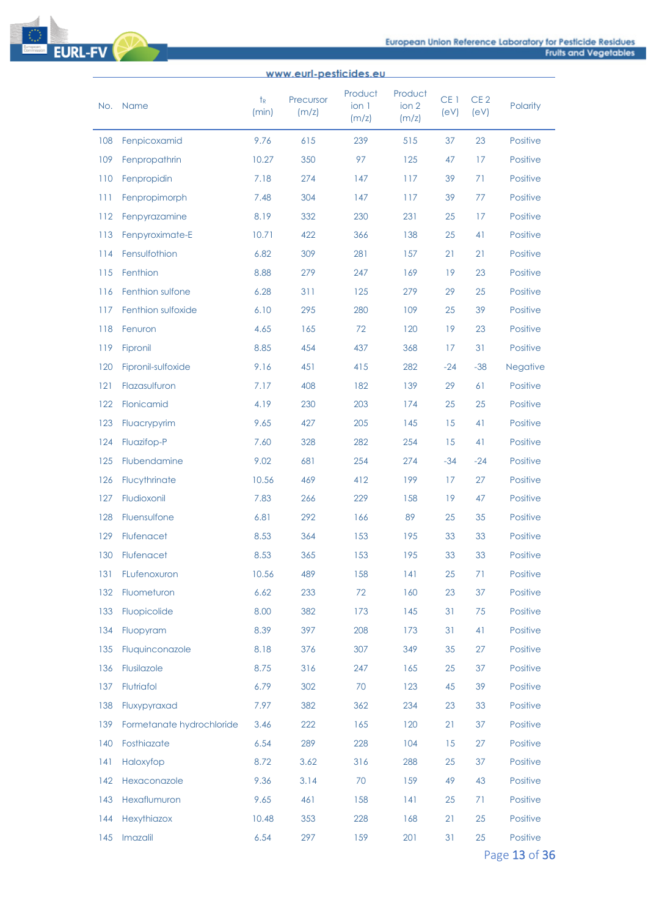| No. | Name | $t_R$ (min) | Precursor (m/z) | Product ion 1 (m/z) | Product ion 2 (m/z) | CE 1 (eV) | CE 2 (eV) | Polarity |
|---|---|---|---|---|---|---|---|---|
| 108 | Fenpicoxamid | 9.76 | 615 | 239 | 515 | 37 | 23 | Positive |
| 109 | Fenpropathrin | 10.27 | 350 | 97 | 125 | 47 | 17 | Positive |
| 110 | Fenpropidin | 7.18 | 274 | 147 | 117 | 39 | 71 | Positive |
| 111 | Fenpropimorph | 7.48 | 304 | 147 | 117 | 39 | 77 | Positive |
| 112 | Fenpyrazamine | 8.19 | 332 | 230 | 231 | 25 | 17 | Positive |
| 113 | Fenpyroximate-E | 10.71 | 422 | 366 | 138 | 25 | 41 | Positive |
| 114 | Fensulfothion | 6.82 | 309 | 281 | 157 | 21 | 21 | Positive |
| 115 | Fenthion | 8.88 | 279 | 247 | 169 | 19 | 23 | Positive |
| 116 | Fenthion sulfone | 6.28 | 311 | 125 | 279 | 29 | 25 | Positive |
| 117 | Fenthion sulfoxide | 6.10 | 295 | 280 | 109 | 25 | 39 | Positive |
| 118 | Fenuron | 4.65 | 165 | 72 | 120 | 19 | 23 | Positive |
| 119 | Fipronil | 8.85 | 454 | 437 | 368 | 17 | 31 | Positive |
| 120 | Fipronil-sulfoxide | 9.16 | 451 | 415 | 282 | -24 | -38 | Negative |
| 121 | Flazasulfuron | 7.17 | 408 | 182 | 139 | 29 | 61 | Positive |
| 122 | Flonicamid | 4.19 | 230 | 203 | 174 | 25 | 25 | Positive |
| 123 | Fluacrypyrim | 9.65 | 427 | 205 | 145 | 15 | 41 | Positive |
| 124 | Fluazifop-P | 7.60 | 328 | 282 | 254 | 15 | 41 | Positive |
| 125 | Flubendamine | 9.02 | 681 | 254 | 274 | -34 | -24 | Positive |
| 126 | Flucythrinate | 10.56 | 469 | 412 | 199 | 17 | 27 | Positive |
| 127 | Fludioxonil | 7.83 | 266 | 229 | 158 | 19 | 47 | Positive |
| 128 | Fluensulfone | 6.81 | 292 | 166 | 89 | 25 | 35 | Positive |
| 129 | Flufenacet | 8.53 | 364 | 153 | 195 | 33 | 33 | Positive |
| 130 | Flufenacet | 8.53 | 365 | 153 | 195 | 33 | 33 | Positive |
| 131 | FLufenoxuron | 10.56 | 489 | 158 | 141 | 25 | 71 | Positive |
| 132 | Fluometuron | 6.62 | 233 | 72 | 160 | 23 | 37 | Positive |
| 133 | Fluopicolide | 8.00 | 382 | 173 | 145 | 31 | 75 | Positive |
| 134 | Fluopyram | 8.39 | 397 | 208 | 173 | 31 | 41 | Positive |
| 135 | Fluquinconazole | 8.18 | 376 | 307 | 349 | 35 | 27 | Positive |
| 136 | Flusilazole | 8.75 | 316 | 247 | 165 | 25 | 37 | Positive |
| 137 | Flutriafol | 6.79 | 302 | 70 | 123 | 45 | 39 | Positive |
| 138 | Fluxypyraxad | 7.97 | 382 | 362 | 234 | 23 | 33 | Positive |
| 139 | Formetanate hydrochloride | 3.46 | 222 | 165 | 120 | 21 | 37 | Positive |
| 140 | Fosthiazate | 6.54 | 289 | 228 | 104 | 15 | 27 | Positive |
| 141 | Haloxyfop | 8.72 | 3.62 | 316 | 288 | 25 | 37 | Positive |
| 142 | Hexaconazole | 9.36 | 3.14 | 70 | 159 | 49 | 43 | Positive |
| 143 | Hexaflumuron | 9.65 | 461 | 158 | 141 | 25 | 71 | Positive |
| 144 | Hexythiazox | 10.48 | 353 | 228 | 168 | 21 | 25 | Positive |
| 145 | Imazalil | 6.54 | 297 | 159 | 201 | 31 | 25 | Positive |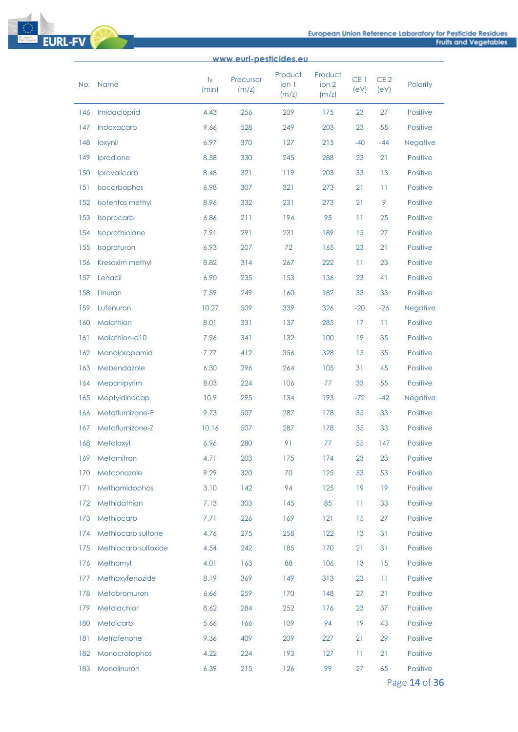| No. | Name | $t_R$ (min) | Precursor (m/z) | Product ion 1 (m/z) | Product ion 2 (m/z) | CE 1 (eV) | CE 2 (eV) | Polarity |
|---|---|---|---|---|---|---|---|---|
| 146 | Imidacloprid | 4.43 | 256 | 209 | 175 | 23 | 27 | Positive |
| 147 | Indoxacarb | 9.66 | 528 | 249 | 203 | 23 | 55 | Positive |
| 148 | Ioxynil | 6.97 | 370 | 127 | 215 | -40 | -44 | Negative |
| 149 | Iprodione | 8.58 | 330 | 245 | 288 | 23 | 21 | Positive |
| 150 | Iprovalicarb | 8.48 | 321 | 119 | 203 | 33 | 13 | Positive |
| 151 | Isocarbophos | 6.98 | 307 | 321 | 273 | 21 | 11 | Positive |
| 152 | Isofenfos methyl | 8.96 | 332 | 231 | 273 | 21 | 9 | Positive |
| 153 | Isoprocarb | 6.86 | 211 | 194 | 95 | 11 | 25 | Positive |
| 154 | Isoprothiolane | 7.91 | 291 | 231 | 189 | 15 | 27 | Positive |
| 155 | Isoproturon | 6.93 | 207 | 72 | 165 | 23 | 21 | Positive |
| 156 | Kresoxim methyl | 8.82 | 314 | 267 | 222 | 11 | 23 | Positive |
| 157 | Lenacil | 6.90 | 235 | 153 | 136 | 23 | 41 | Positive |
| 158 | Linuron | 7.59 | 249 | 160 | 182 | 33 | 33 | Positive |
| 159 | Lufenuron | 10.27 | 509 | 339 | 326 | -20 | -26 | Negative |
| 160 | Malathion | 8.01 | 331 | 137 | 285 | 17 | 11 | Positive |
| 161 | Malathion-d10 | 7.96 | 341 | 132 | 100 | 19 | 35 | Positive |
| 162 | Mandipropamid | 7.77 | 412 | 356 | 328 | 15 | 35 | Positive |
| 163 | Mebendazole | 6.30 | 296 | 264 | 105 | 31 | 45 | Positive |
| 164 | Mepanipyrim | 8.03 | 224 | 106 | 77 | 33 | 55 | Positive |
| 165 | Meptyldinocap | 10.9 | 295 | 134 | 193 | -72 | -42 | Negative |
| 166 | Metaflumizone-E | 9.73 | 507 | 287 | 178 | 35 | 33 | Positive |
| 167 | Metaflumizone-Z | 10.16 | 507 | 287 | 178 | 35 | 33 | Positive |
| 168 | Metalaxyl | 6.96 | 280 | 91 | 77 | 55 | 147 | Positive |
| 169 | Metamitron | 4.71 | 203 | 175 | 174 | 23 | 23 | Positive |
| 170 | Metconazole | 9.29 | 320 | 70 | 125 | 53 | 53 | Positive |
| 171 | Methamidophos | 3.10 | 142 | 94 | 125 | 19 | 19 | Positive |
| 172 | Methidathion | 7.13 | 303 | 145 | 85 | 11 | 33 | Positive |
| 173 | Methiocarb | 7.71 | 226 | 169 | 121 | 15 | 27 | Positive |
| 174 | Methiocarb sulfone | 4.76 | 275 | 258 | 122 | 13 | 31 | Positive |
| 175 | Methiocarb sulfoxide | 4.54 | 242 | 185 | 170 | 21 | 31 | Positive |
| 176 | Methomyl | 4.01 | 163 | 88 | 106 | 13 | 15 | Positive |
| 177 | Methoxyfenozide | 8.19 | 369 | 149 | 313 | 23 | 11 | Positive |
| 178 | Metobromuron | 6.66 | 259 | 170 | 148 | 27 | 21 | Positive |
| 179 | Metolachlor | 8.62 | 284 | 252 | 176 | 23 | 37 | Positive |
| 180 | Metolcarb | 5.66 | 166 | 109 | 94 | 19 | 43 | Positive |
| 181 | Metrafenone | 9.36 | 409 | 209 | 227 | 21 | 29 | Positive |
| 182 | Monocrotophos | 4.22 | 224 | 193 | 127 | 11 | 21 | Positive |
| 183 | Monolinuron | 6.39 | 215 | 126 | 99 | 27 | 65 | Positive |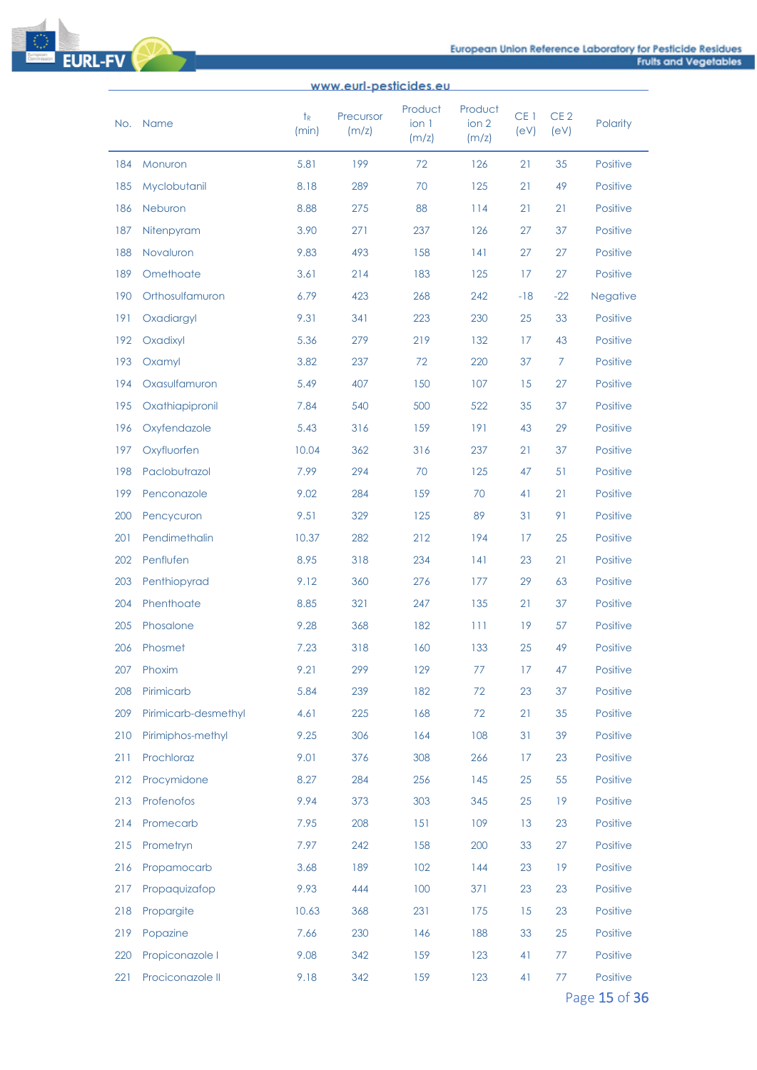| No. | Name | $t_R$ (min) | Precursor (m/z) | Product ion 1 (m/z) | Product ion 2 (m/z) | CE 1 (eV) | CE 2 (eV) | Polarity |
|---|---|---|---|---|---|---|---|---|
| 184 | Monuron | 5.81 | 199 | 72 | 126 | 21 | 35 | Positive |
| 185 | Myclobutanil | 8.18 | 289 | 70 | 125 | 21 | 49 | Positive |
| 186 | Neburon | 8.88 | 275 | 88 | 114 | 21 | 21 | Positive |
| 187 | Nitenpyram | 3.90 | 271 | 237 | 126 | 27 | 37 | Positive |
| 188 | Novaluron | 9.83 | 493 | 158 | 141 | 27 | 27 | Positive |
| 189 | Omethoate | 3.61 | 214 | 183 | 125 | 17 | 27 | Positive |
| 190 | Orthosulfamuron | 6.79 | 423 | 268 | 242 | -18 | -22 | Negative |
| 191 | Oxadiargyl | 9.31 | 341 | 223 | 230 | 25 | 33 | Positive |
| 192 | Oxadixyl | 5.36 | 279 | 219 | 132 | 17 | 43 | Positive |
| 193 | Oxamyl | 3.82 | 237 | 72 | 220 | 37 | 7 | Positive |
| 194 | Oxasulfamuron | 5.49 | 407 | 150 | 107 | 15 | 27 | Positive |
| 195 | Oxathiapipronil | 7.84 | 540 | 500 | 522 | 35 | 37 | Positive |
| 196 | Oxyfendazole | 5.43 | 316 | 159 | 191 | 43 | 29 | Positive |
| 197 | Oxyfluorfen | 10.04 | 362 | 316 | 237 | 21 | 37 | Positive |
| 198 | Paclobutrazol | 7.99 | 294 | 70 | 125 | 47 | 51 | Positive |
| 199 | Penconazole | 9.02 | 284 | 159 | 70 | 41 | 21 | Positive |
| 200 | Pencycuron | 9.51 | 329 | 125 | 89 | 31 | 91 | Positive |
| 201 | Pendimethalin | 10.37 | 282 | 212 | 194 | 17 | 25 | Positive |
| 202 | Penflufen | 8.95 | 318 | 234 | 141 | 23 | 21 | Positive |
| 203 | Penthiopyrad | 9.12 | 360 | 276 | 177 | 29 | 63 | Positive |
| 204 | Phenthoate | 8.85 | 321 | 247 | 135 | 21 | 37 | Positive |
| 205 | Phosalone | 9.28 | 368 | 182 | 111 | 19 | 57 | Positive |
| 206 | Phosmet | 7.23 | 318 | 160 | 133 | 25 | 49 | Positive |
| 207 | Phoxim | 9.21 | 299 | 129 | 77 | 17 | 47 | Positive |
| 208 | Pirimicarb | 5.84 | 239 | 182 | 72 | 23 | 37 | Positive |
| 209 | Pirimicarb-desmethyl | 4.61 | 225 | 168 | 72 | 21 | 35 | Positive |
| 210 | Pirimiphos-methyl | 9.25 | 306 | 164 | 108 | 31 | 39 | Positive |
| 211 | Prochloraz | 9.01 | 376 | 308 | 266 | 17 | 23 | Positive |
| 212 | Procymidone | 8.27 | 284 | 256 | 145 | 25 | 55 | Positive |
| 213 | Profenofos | 9.94 | 373 | 303 | 345 | 25 | 19 | Positive |
| 214 | Promecarb | 7.95 | 208 | 151 | 109 | 13 | 23 | Positive |
| 215 | Prometryn | 7.97 | 242 | 158 | 200 | 33 | 27 | Positive |
| 216 | Propamocarb | 3.68 | 189 | 102 | 144 | 23 | 19 | Positive |
| 217 | Propaquizafop | 9.93 | 444 | 100 | 371 | 23 | 23 | Positive |
| 218 | Propargite | 10.63 | 368 | 231 | 175 | 15 | 23 | Positive |
| 219 | Popazine | 7.66 | 230 | 146 | 188 | 33 | 25 | Positive |
| 220 | Propiconazole I | 9.08 | 342 | 159 | 123 | 41 | 77 | Positive |
| 221 | Prociconazole II | 9.18 | 342 | 159 | 123 | 41 | 77 | Positive |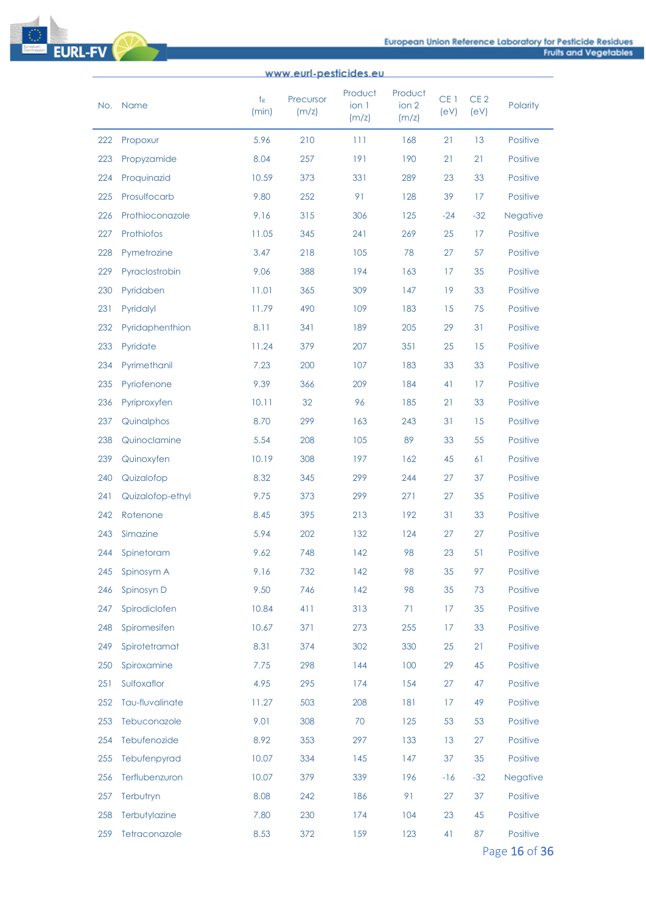| No. | Name | $t_R$ (min) | Precursor (m/z) | Product ion 1 (m/z) | Product ion 2 (m/z) | CE 1 (eV) | CE 2 (eV) | Polarity |
|---|---|---|---|---|---|---|---|---|
| 222 | Propoxur | 5.96 | 210 | 111 | 168 | 21 | 13 | Positive |
| 223 | Propyzamide | 8.04 | 257 | 191 | 190 | 21 | 21 | Positive |
| 224 | Proquinazid | 10.59 | 373 | 331 | 289 | 23 | 33 | Positive |
| 225 | Prosulfocarb | 9.80 | 252 | 91 | 128 | 39 | 17 | Positive |
| 226 | Prothioconazole | 9.16 | 315 | 306 | 125 | -24 | -32 | Negative |
| 227 | Prothiofos | 11.05 | 345 | 241 | 269 | 25 | 17 | Positive |
| 228 | Pymetrozine | 3.47 | 218 | 105 | 78 | 27 | 57 | Positive |
| 229 | Pyraclostrobin | 9.06 | 388 | 194 | 163 | 17 | 35 | Positive |
| 230 | Pyridaben | 11.01 | 365 | 309 | 147 | 19 | 33 | Positive |
| 231 | Pyridalyl | 11.79 | 490 | 109 | 183 | 15 | 75 | Positive |
| 232 | Pyridaphenthion | 8.11 | 341 | 189 | 205 | 29 | 31 | Positive |
| 233 | Pyridate | 11.24 | 379 | 207 | 351 | 25 | 15 | Positive |
| 234 | Pyrimethanil | 7.23 | 200 | 107 | 183 | 33 | 33 | Positive |
| 235 | Pyriofenone | 9.39 | 366 | 209 | 184 | 41 | 17 | Positive |
| 236 | Pyriproxyfen | 10.11 | 32 | 96 | 185 | 21 | 33 | Positive |
| 237 | Quinalphos | 8.70 | 299 | 163 | 243 | 31 | 15 | Positive |
| 238 | Quinoclamine | 5.54 | 208 | 105 | 89 | 33 | 55 | Positive |
| 239 | Quinoxyfen | 10.19 | 308 | 197 | 162 | 45 | 61 | Positive |
| 240 | Quizalofop | 8.32 | 345 | 299 | 244 | 27 | 37 | Positive |
| 241 | Quizalofop-ethyl | 9.75 | 373 | 299 | 271 | 27 | 35 | Positive |
| 242 | Rotenone | 8.45 | 395 | 213 | 192 | 31 | 33 | Positive |
| 243 | Simazine | 5.94 | 202 | 132 | 124 | 27 | 27 | Positive |
| 244 | Spinetoram | 9.62 | 748 | 142 | 98 | 23 | 51 | Positive |
| 245 | Spinosym A | 9.16 | 732 | 142 | 98 | 35 | 97 | Positive |
| 246 | Spinosyn D | 9.50 | 746 | 142 | 98 | 35 | 73 | Positive |
| 247 | Spirodiclofen | 10.84 | 411 | 313 | 71 | 17 | 35 | Positive |
| 248 | Spiromesifen | 10.67 | 371 | 273 | 255 | 17 | 33 | Positive |
| 249 | Spirotetramat | 8.31 | 374 | 302 | 330 | 25 | 21 | Positive |
| 250 | Spiroxamine | 7.75 | 298 | 144 | 100 | 29 | 45 | Positive |
| 251 | Sulfoxaflor | 4.95 | 295 | 174 | 154 | 27 | 47 | Positive |
| 252 | Tau-fluvalinate | 11.27 | 503 | 208 | 181 | 17 | 49 | Positive |
| 253 | Tebuconazole | 9.01 | 308 | 70 | 125 | 53 | 53 | Positive |
| 254 | Tebufenozide | 8.92 | 353 | 297 | 133 | 13 | 27 | Positive |
| 255 | Tebufenpyrad | 10.07 | 334 | 145 | 147 | 37 | 35 | Positive |
| 256 | Terflubenzuron | 10.07 | 379 | 339 | 196 | -16 | -32 | Negative |
| 257 | Terbutryn | 8.08 | 242 | 186 | 91 | 27 | 37 | Positive |
| 258 | Terbutylazine | 7.80 | 230 | 174 | 104 | 23 | 45 | Positive |
| 259 | Tetraconazole | 8.53 | 372 | 159 | 123 | 41 | 87 | Positive |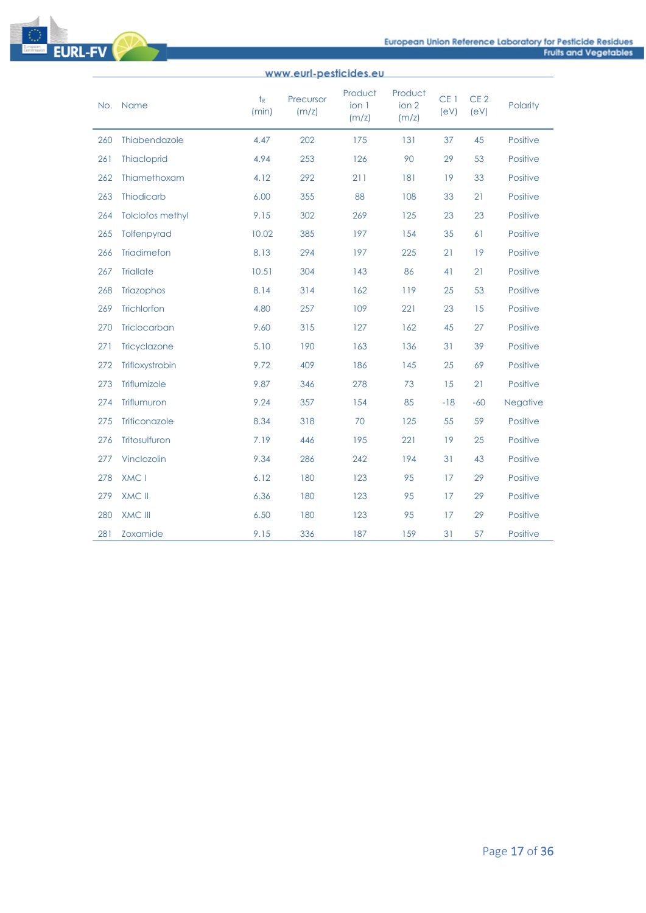| No. | Name | $t_R$ (min) | Precursor (m/z) | Product ion 1 (m/z) | Product ion 2 (m/z) | CE 1 (eV) | CE 2 (eV) | Polarity |
|---|---|---|---|---|---|---|---|---|
| 260 | Thiabendazole | 4.47 | 202 | 175 | 131 | 37 | 45 | Positive |
| 261 | Thiacloprid | 4.94 | 253 | 126 | 90 | 29 | 53 | Positive |
| 262 | Thiamethoxam | 4.12 | 292 | 211 | 181 | 19 | 33 | Positive |
| 263 | Thiodicarb | 6.00 | 355 | 88 | 108 | 33 | 21 | Positive |
| 264 | Tolclofos methyl | 9.15 | 302 | 269 | 125 | 23 | 23 | Positive |
| 265 | Tolfenpyrad | 10.02 | 385 | 197 | 154 | 35 | 61 | Positive |
| 266 | Triadimefon | 8.13 | 294 | 197 | 225 | 21 | 19 | Positive |
| 267 | Triallate | 10.51 | 304 | 143 | 86 | 41 | 21 | Positive |
| 268 | Triazophos | 8.14 | 314 | 162 | 119 | 25 | 53 | Positive |
| 269 | Trichlorfon | 4.80 | 257 | 109 | 221 | 23 | 15 | Positive |
| 270 | Triclocarban | 9.60 | 315 | 127 | 162 | 45 | 27 | Positive |
| 271 | Tricyclazone | 5.10 | 190 | 163 | 136 | 31 | 39 | Positive |
| 272 | Trifloxystrobin | 9.72 | 409 | 186 | 145 | 25 | 69 | Positive |
| 273 | Triflumizole | 9.87 | 346 | 278 | 73 | 15 | 21 | Positive |
| 274 | Triflumuron | 9.24 | 357 | 154 | 85 | -18 | -60 | Negative |
| 275 | Triticonazole | 8.34 | 318 | 70 | 125 | 55 | 59 | Positive |
| 276 | Tritosulfuron | 7.19 | 446 | 195 | 221 | 19 | 25 | Positive |
| 277 | Vinclozolin | 9.34 | 286 | 242 | 194 | 31 | 43 | Positive |
| 278 | XMC I | 6.12 | 180 | 123 | 95 | 17 | 29 | Positive |
| 279 | XMC II | 6.36 | 180 | 123 | 95 | 17 | 29 | Positive |
| 280 | XMC III | 6.50 | 180 | 123 | 95 | 17 | 29 | Positive |
| 281 | Zoxamide | 9.15 | 336 | 187 | 159 | 31 | 57 | Positive |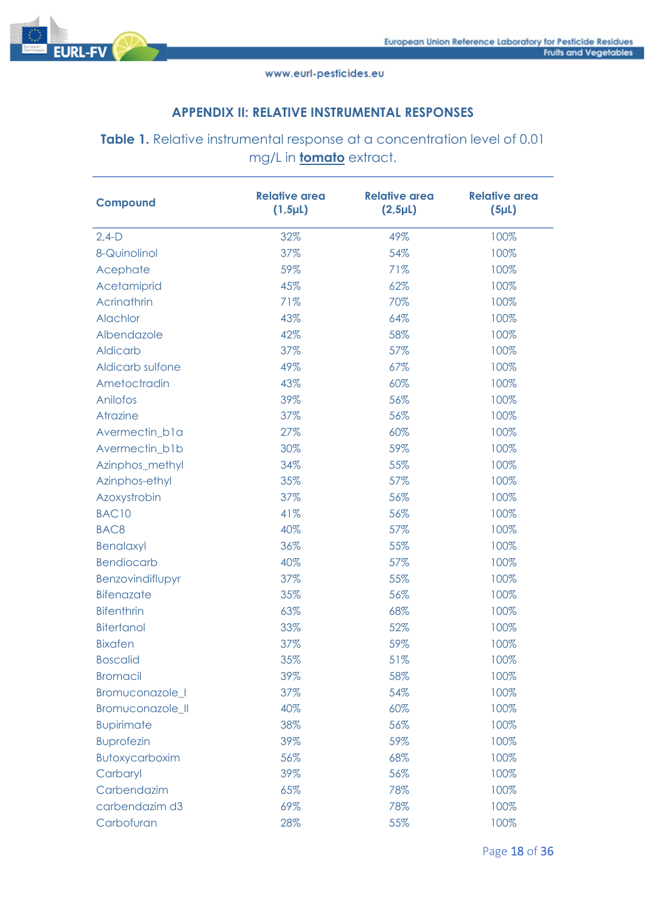## APPENDIX II: RELATIVE INSTRUMENTAL RESPONSES

**Table 1.** Relative instrumental response at a concentration level of 0.01 mg/L in **tomato** extract.

| Compound | Relative area (1,5µL) | Relative area (2,5µL) | Relative area (5µL) |
|---|---|---|---|
| 2,4-D | 32% | 49% | 100% |
| 8-Quinolinol | 37% | 54% | 100% |
| Acephate | 59% | 71% | 100% |
| Acetamiprid | 45% | 62% | 100% |
| Acrinathrin | 71% | 70% | 100% |
| Alachlor | 43% | 64% | 100% |
| Albendazole | 42% | 58% | 100% |
| Aldicarb | 37% | 57% | 100% |
| Aldicarb sulfone | 49% | 67% | 100% |
| Ametoctradin | 43% | 60% | 100% |
| Anilofos | 39% | 56% | 100% |
| Atrazine | 37% | 56% | 100% |
| Avermectin_b1a | 27% | 60% | 100% |
| Avermectin_b1b | 30% | 59% | 100% |
| Azinphos_methyl | 34% | 55% | 100% |
| Azinphos-ethyl | 35% | 57% | 100% |
| Azoxystrobin | 37% | 56% | 100% |
| BAC10 | 41% | 56% | 100% |
| BAC8 | 40% | 57% | 100% |
| Benalaxyl | 36% | 55% | 100% |
| Bendiocarb | 40% | 57% | 100% |
| Benzovindiflupyr | 37% | 55% | 100% |
| Bifenazate | 35% | 56% | 100% |
| Bifenthrin | 63% | 68% | 100% |
| Bitertanol | 33% | 52% | 100% |
| Bixafen | 37% | 59% | 100% |
| Boscalid | 35% | 51% | 100% |
| Bromacil | 39% | 58% | 100% |
| Bromuconazole_I | 37% | 54% | 100% |
| Bromuconazole_II | 40% | 60% | 100% |
| Bupirimate | 38% | 56% | 100% |
| Buprofezin | 39% | 59% | 100% |
| Butoxycarboxim | 56% | 68% | 100% |
| Carbaryl | 39% | 56% | 100% |
| Carbendazim | 65% | 78% | 100% |
| carbendazim d3 | 69% | 78% | 100% |
| Carbofuran | 28% | 55% | 100% |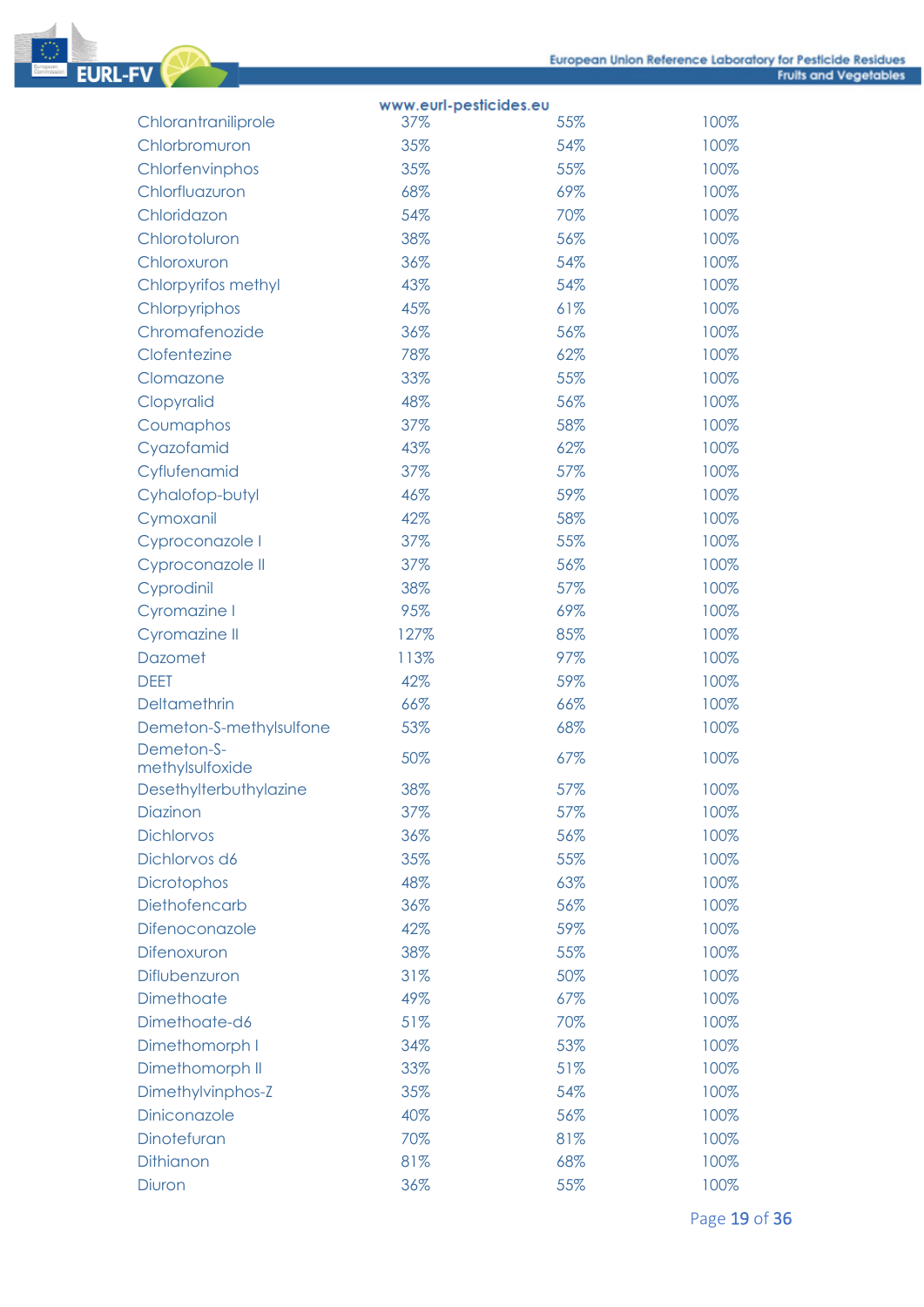| | | | |
|---|---|---|---|
| Chlorantraniliprole | 37% | 55% | 100% |
| Chlorbromuron | 35% | 54% | 100% |
| Chlorfenvinphos | 35% | 55% | 100% |
| Chlorfluazuron | 68% | 69% | 100% |
| Chloridazon | 54% | 70% | 100% |
| Chlorotoluron | 38% | 56% | 100% |
| Chloroxuron | 36% | 54% | 100% |
| Chlorpyrifos methyl | 43% | 54% | 100% |
| Chlorpyriphos | 45% | 61% | 100% |
| Chromafenozide | 36% | 56% | 100% |
| Clofentezine | 78% | 62% | 100% |
| Clomazone | 33% | 55% | 100% |
| Clopyralid | 48% | 56% | 100% |
| Coumaphos | 37% | 58% | 100% |
| Cyazofamid | 43% | 62% | 100% |
| Cyflufenamid | 37% | 57% | 100% |
| Cyhalofop-butyl | 46% | 59% | 100% |
| Cymoxanil | 42% | 58% | 100% |
| Cyproconazole I | 37% | 55% | 100% |
| Cyproconazole II | 37% | 56% | 100% |
| Cyprodinil | 38% | 57% | 100% |
| Cyromazine I | 95% | 69% | 100% |
| Cyromazine II | 127% | 85% | 100% |
| Dazomet | 113% | 97% | 100% |
| DEET | 42% | 59% | 100% |
| Deltamethrin | 66% | 66% | 100% |
| Demeton-S-methylsulfone | 53% | 68% | 100% |
| Demeton-S-methylsulfoxide | 50% | 67% | 100% |
| Desethylterbuthylazine | 38% | 57% | 100% |
| Diazinon | 37% | 57% | 100% |
| Dichlorvos | 36% | 56% | 100% |
| Dichlorvos d6 | 35% | 55% | 100% |
| Dicrotophos | 48% | 63% | 100% |
| Diethofencarb | 36% | 56% | 100% |
| Difenoconazole | 42% | 59% | 100% |
| Difenoxuron | 38% | 55% | 100% |
| Diflubenzuron | 31% | 50% | 100% |
| Dimethoate | 49% | 67% | 100% |
| Dimethoate-d6 | 51% | 70% | 100% |
| Dimethomorph I | 34% | 53% | 100% |
| Dimethomorph II | 33% | 51% | 100% |
| Dimethylvinphos-Z | 35% | 54% | 100% |
| Diniconazole | 40% | 56% | 100% |
| Dinotefuran | 70% | 81% | 100% |
| Dithianon | 81% | 68% | 100% |
| Diuron | 36% | 55% | 100% |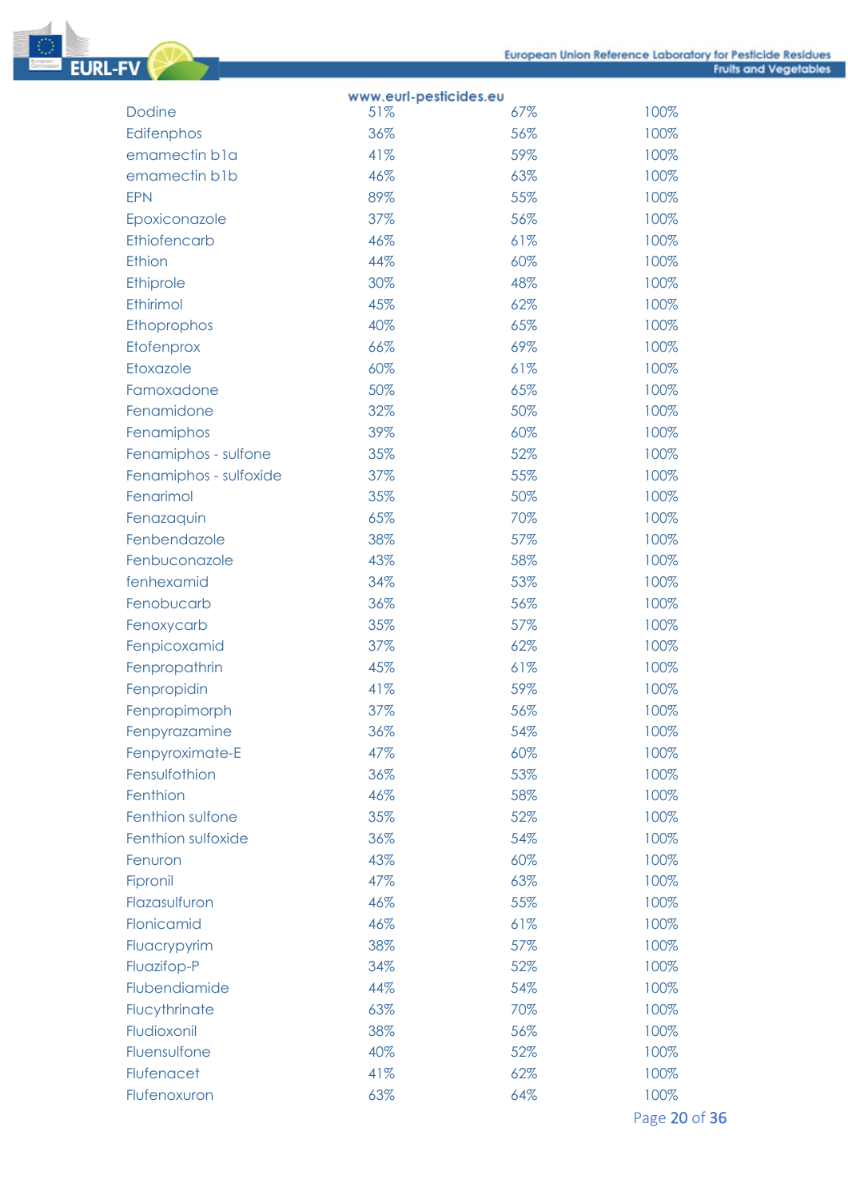| | | | |
|---|---|---|---|
| Dodine | 51% | 67% | 100% |
| Edifenphos | 36% | 56% | 100% |
| emamectin b1a | 41% | 59% | 100% |
| emamectin b1b | 46% | 63% | 100% |
| EPN | 89% | 55% | 100% |
| Epoxiconazole | 37% | 56% | 100% |
| Ethiofencarb | 46% | 61% | 100% |
| Ethion | 44% | 60% | 100% |
| Ethiprole | 30% | 48% | 100% |
| Ethirimol | 45% | 62% | 100% |
| Ethoprophos | 40% | 65% | 100% |
| Etofenprox | 66% | 69% | 100% |
| Etoxazole | 60% | 61% | 100% |
| Famoxadone | 50% | 65% | 100% |
| Fenamidone | 32% | 50% | 100% |
| Fenamiphos | 39% | 60% | 100% |
| Fenamiphos - sulfone | 35% | 52% | 100% |
| Fenamiphos - sulfoxide | 37% | 55% | 100% |
| Fenarimol | 35% | 50% | 100% |
| Fenazaquin | 65% | 70% | 100% |
| Fenbendazole | 38% | 57% | 100% |
| Fenbuconazole | 43% | 58% | 100% |
| fenhexamid | 34% | 53% | 100% |
| Fenobucarb | 36% | 56% | 100% |
| Fenoxycarb | 35% | 57% | 100% |
| Fenpicoxamid | 37% | 62% | 100% |
| Fenpropathrin | 45% | 61% | 100% |
| Fenpropidin | 41% | 59% | 100% |
| Fenpropimorph | 37% | 56% | 100% |
| Fenpyrazamine | 36% | 54% | 100% |
| Fenpyroximate-E | 47% | 60% | 100% |
| Fensulfothion | 36% | 53% | 100% |
| Fenthion | 46% | 58% | 100% |
| Fenthion sulfone | 35% | 52% | 100% |
| Fenthion sulfoxide | 36% | 54% | 100% |
| Fenuron | 43% | 60% | 100% |
| Fipronil | 47% | 63% | 100% |
| Flazasulfuron | 46% | 55% | 100% |
| Flonicamid | 46% | 61% | 100% |
| Fluacrypyrim | 38% | 57% | 100% |
| Fluazifop-P | 34% | 52% | 100% |
| Flubendiamide | 44% | 54% | 100% |
| Flucythrinate | 63% | 70% | 100% |
| Fludioxonil | 38% | 56% | 100% |
| Fluensulfone | 40% | 52% | 100% |
| Flufenacet | 41% | 62% | 100% |
| Flufenoxuron | 63% | 64% | 100% |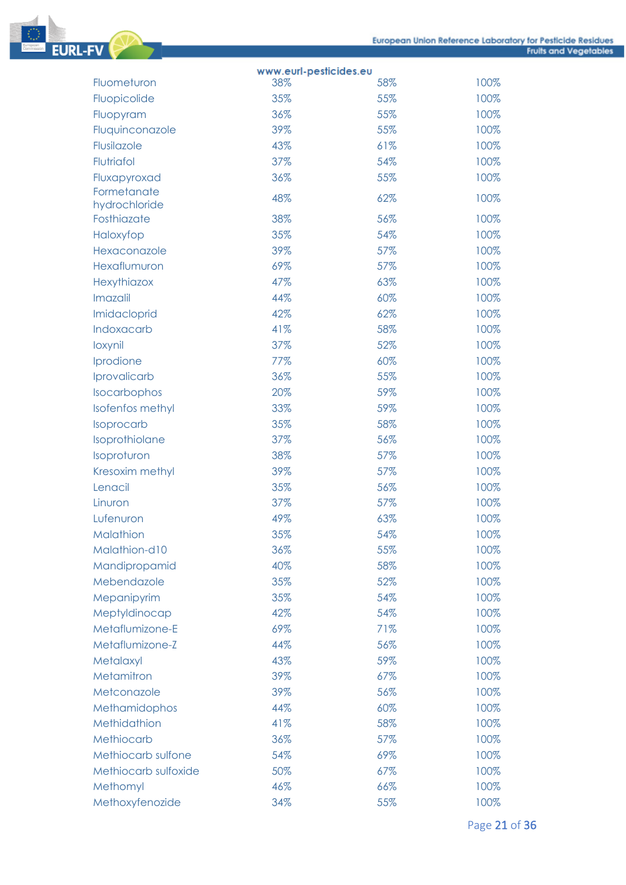| | | | |
|---|---|---|---|
| Fluometuron | 38% | 58% | 100% |
| Fluopicolide | 35% | 55% | 100% |
| Fluopyram | 36% | 55% | 100% |
| Fluquinconazole | 39% | 55% | 100% |
| Flusilazole | 43% | 61% | 100% |
| Flutriafol | 37% | 54% | 100% |
| Fluxapyroxad | 36% | 55% | 100% |
| Formetanate hydrochloride | 48% | 62% | 100% |
| Fosthiazate | 38% | 56% | 100% |
| Haloxyfop | 35% | 54% | 100% |
| Hexaconazole | 39% | 57% | 100% |
| Hexaflumuron | 69% | 57% | 100% |
| Hexythiazox | 47% | 63% | 100% |
| Imazalil | 44% | 60% | 100% |
| Imidacloprid | 42% | 62% | 100% |
| Indoxacarb | 41% | 58% | 100% |
| Ioxynil | 37% | 52% | 100% |
| Iprodione | 77% | 60% | 100% |
| Iprovalicarb | 36% | 55% | 100% |
| Isocarbophos | 20% | 59% | 100% |
| Isofenfos methyl | 33% | 59% | 100% |
| Isoprocarb | 35% | 58% | 100% |
| Isoprothiolane | 37% | 56% | 100% |
| Isoproturon | 38% | 57% | 100% |
| Kresoxim methyl | 39% | 57% | 100% |
| Lenacil | 35% | 56% | 100% |
| Linuron | 37% | 57% | 100% |
| Lufenuron | 49% | 63% | 100% |
| Malathion | 35% | 54% | 100% |
| Malathion-d10 | 36% | 55% | 100% |
| Mandipropamid | 40% | 58% | 100% |
| Mebendazole | 35% | 52% | 100% |
| Mepanipyrim | 35% | 54% | 100% |
| Meptyldinocap | 42% | 54% | 100% |
| Metaflumizone-E | 69% | 71% | 100% |
| Metaflumizone-Z | 44% | 56% | 100% |
| Metalaxyl | 43% | 59% | 100% |
| Metamitron | 39% | 67% | 100% |
| Metconazole | 39% | 56% | 100% |
| Methamidophos | 44% | 60% | 100% |
| Methidathion | 41% | 58% | 100% |
| Methiocarb | 36% | 57% | 100% |
| Methiocarb sulfone | 54% | 69% | 100% |
| Methiocarb sulfoxide | 50% | 67% | 100% |
| Methomyl | 46% | 66% | 100% |
| Methoxyfenozide | 34% | 55% | 100% |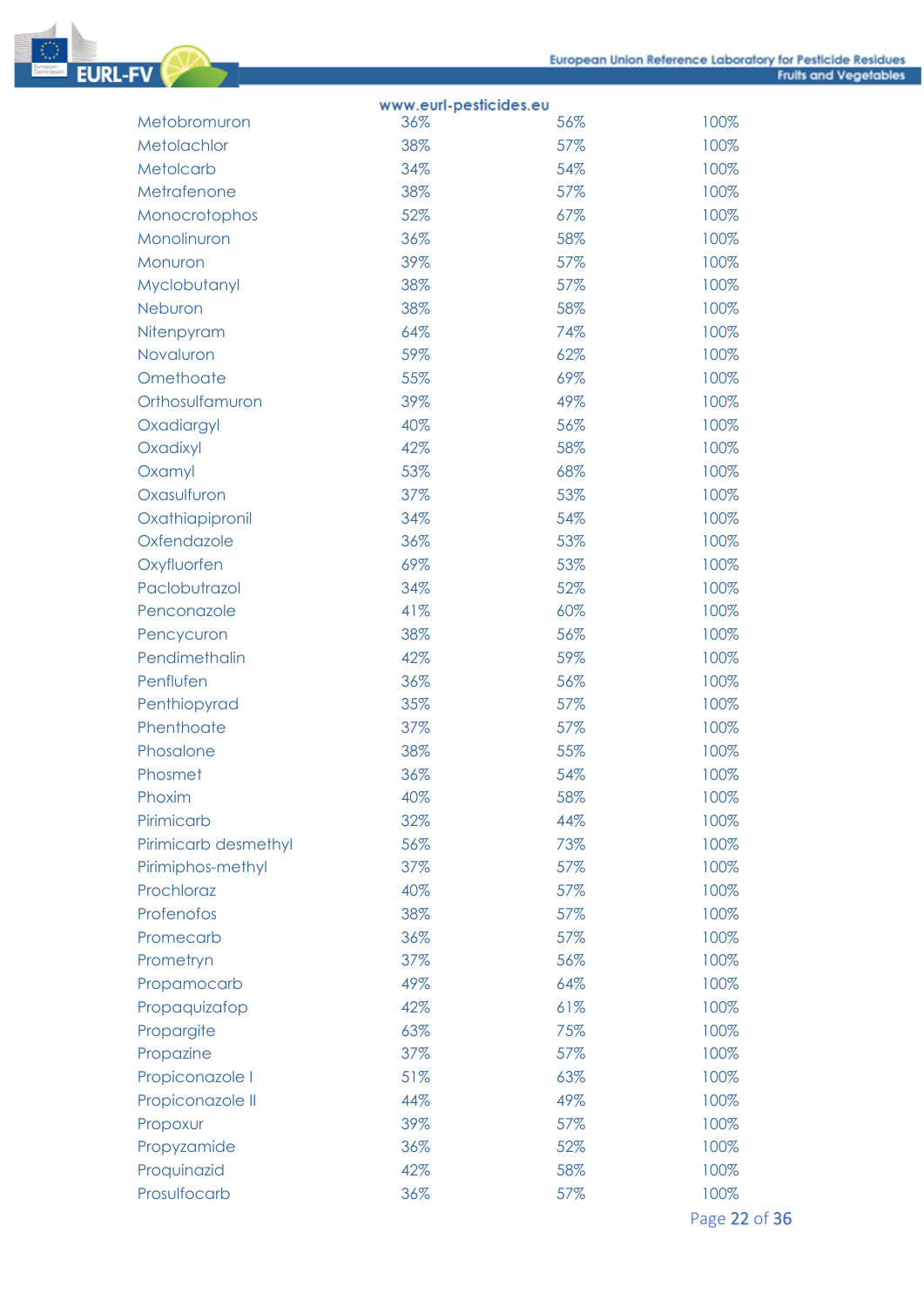| | | | |
|---|---|---|---|
| Metobromuron | 36% | 56% | 100% |
| Metolachlor | 38% | 57% | 100% |
| Metolcarb | 34% | 54% | 100% |
| Metrafenone | 38% | 57% | 100% |
| Monocrotophos | 52% | 67% | 100% |
| Monolinuron | 36% | 58% | 100% |
| Monuron | 39% | 57% | 100% |
| Myclobutanyl | 38% | 57% | 100% |
| Neburon | 38% | 58% | 100% |
| Nitenpyram | 64% | 74% | 100% |
| Novaluron | 59% | 62% | 100% |
| Omethoate | 55% | 69% | 100% |
| Orthosulfamuron | 39% | 49% | 100% |
| Oxadiargyl | 40% | 56% | 100% |
| Oxadixyl | 42% | 58% | 100% |
| Oxamyl | 53% | 68% | 100% |
| Oxasulfuron | 37% | 53% | 100% |
| Oxathiapipronil | 34% | 54% | 100% |
| Oxfendazole | 36% | 53% | 100% |
| Oxyfluorfen | 69% | 53% | 100% |
| Paclobutrazol | 34% | 52% | 100% |
| Penconazole | 41% | 60% | 100% |
| Pencycuron | 38% | 56% | 100% |
| Pendimethalin | 42% | 59% | 100% |
| Penflufen | 36% | 56% | 100% |
| Penthiopyrad | 35% | 57% | 100% |
| Phenthoate | 37% | 57% | 100% |
| Phosalone | 38% | 55% | 100% |
| Phosmet | 36% | 54% | 100% |
| Phoxim | 40% | 58% | 100% |
| Pirimicarb | 32% | 44% | 100% |
| Pirimicarb desmethyl | 56% | 73% | 100% |
| Pirimiphos-methyl | 37% | 57% | 100% |
| Prochloraz | 40% | 57% | 100% |
| Profenofos | 38% | 57% | 100% |
| Promecarb | 36% | 57% | 100% |
| Prometryn | 37% | 56% | 100% |
| Propamocarb | 49% | 64% | 100% |
| Propaquizafop | 42% | 61% | 100% |
| Propargite | 63% | 75% | 100% |
| Propazine | 37% | 57% | 100% |
| Propiconazole I | 51% | 63% | 100% |
| Propiconazole II | 44% | 49% | 100% |
| Propoxur | 39% | 57% | 100% |
| Propyzamide | 36% | 52% | 100% |
| Proquinazid | 42% | 58% | 100% |
| Prosulfocarb | 36% | 57% | 100% |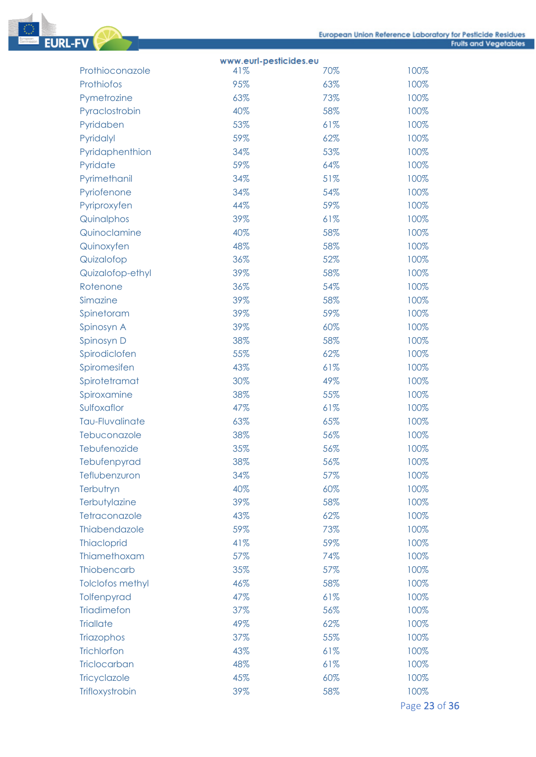| | | | |
|---|---|---|---|
| Prothioconazole | 41% | 70% | 100% |
| Prothiofos | 95% | 63% | 100% |
| Pymetrozine | 63% | 73% | 100% |
| Pyraclostrobin | 40% | 58% | 100% |
| Pyridaben | 53% | 61% | 100% |
| Pyridalyl | 59% | 62% | 100% |
| Pyridaphenthion | 34% | 53% | 100% |
| Pyridate | 59% | 64% | 100% |
| Pyrimethanil | 34% | 51% | 100% |
| Pyriofenone | 34% | 54% | 100% |
| Pyriproxyfen | 44% | 59% | 100% |
| Quinalphos | 39% | 61% | 100% |
| Quinoclamine | 40% | 58% | 100% |
| Quinoxyfen | 48% | 58% | 100% |
| Quizalofop | 36% | 52% | 100% |
| Quizalofop-ethyl | 39% | 58% | 100% |
| Rotenone | 36% | 54% | 100% |
| Simazine | 39% | 58% | 100% |
| Spinetoram | 39% | 59% | 100% |
| Spinosyn A | 39% | 60% | 100% |
| Spinosyn D | 38% | 58% | 100% |
| Spirodiclofen | 55% | 62% | 100% |
| Spiromesifen | 43% | 61% | 100% |
| Spirotetramat | 30% | 49% | 100% |
| Spiroxamine | 38% | 55% | 100% |
| Sulfoxaflor | 47% | 61% | 100% |
| Tau-Fluvalinate | 63% | 65% | 100% |
| Tebuconazole | 38% | 56% | 100% |
| Tebufenozide | 35% | 56% | 100% |
| Tebufenpyrad | 38% | 56% | 100% |
| Teflubenzuron | 34% | 57% | 100% |
| Terbutryn | 40% | 60% | 100% |
| Terbutylazine | 39% | 58% | 100% |
| Tetraconazole | 43% | 62% | 100% |
| Thiabendazole | 59% | 73% | 100% |
| Thiacloprid | 41% | 59% | 100% |
| Thiamethoxam | 57% | 74% | 100% |
| Thiobencarb | 35% | 57% | 100% |
| Tolclofos methyl | 46% | 58% | 100% |
| Tolfenpyrad | 47% | 61% | 100% |
| Triadimefon | 37% | 56% | 100% |
| Triallate | 49% | 62% | 100% |
| Triazophos | 37% | 55% | 100% |
| Trichlorfon | 43% | 61% | 100% |
| Triclocarban | 48% | 61% | 100% |
| Tricyclazole | 45% | 60% | 100% |
| Trifloxystrobin | 39% | 58% | 100% |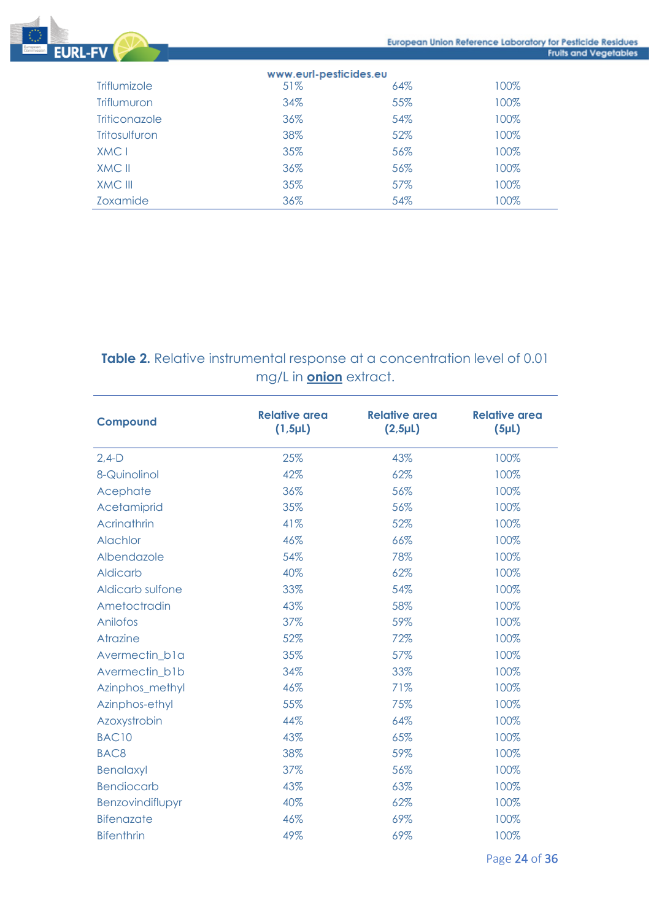| | | | |
|---|---|---|---|
| Triflumizole | 51% | 64% | 100% |
| Triflumuron | 34% | 55% | 100% |
| Triticonazole | 36% | 54% | 100% |
| Tritosulfuron | 38% | 52% | 100% |
| XMC I | 35% | 56% | 100% |
| XMC II | 36% | 56% | 100% |
| XMC III | 35% | 57% | 100% |
| Zoxamide | 36% | 54% | 100% |

**Table 2.** Relative instrumental response at a concentration level of 0.01 mg/L in **onion** extract.

| Compound | Relative area (1,5µL) | Relative area (2,5µL) | Relative area (5µL) |
|---|---|---|---|
| 2,4-D | 25% | 43% | 100% |
| 8-Quinolinol | 42% | 62% | 100% |
| Acephate | 36% | 56% | 100% |
| Acetamiprid | 35% | 56% | 100% |
| Acrinathrin | 41% | 52% | 100% |
| Alachlor | 46% | 66% | 100% |
| Albendazole | 54% | 78% | 100% |
| Aldicarb | 40% | 62% | 100% |
| Aldicarb sulfone | 33% | 54% | 100% |
| Ametoctradin | 43% | 58% | 100% |
| Anilofos | 37% | 59% | 100% |
| Atrazine | 52% | 72% | 100% |
| Avermectin_b1a | 35% | 57% | 100% |
| Avermectin_b1b | 34% | 33% | 100% |
| Azinphos_methyl | 46% | 71% | 100% |
| Azinphos-ethyl | 55% | 75% | 100% |
| Azoxystrobin | 44% | 64% | 100% |
| BAC10 | 43% | 65% | 100% |
| BAC8 | 38% | 59% | 100% |
| Benalaxyl | 37% | 56% | 100% |
| Bendiocarb | 43% | 63% | 100% |
| Benzovindiflupyr | 40% | 62% | 100% |
| Bifenazate | 46% | 69% | 100% |
| Bifenthrin | 49% | 69% | 100% |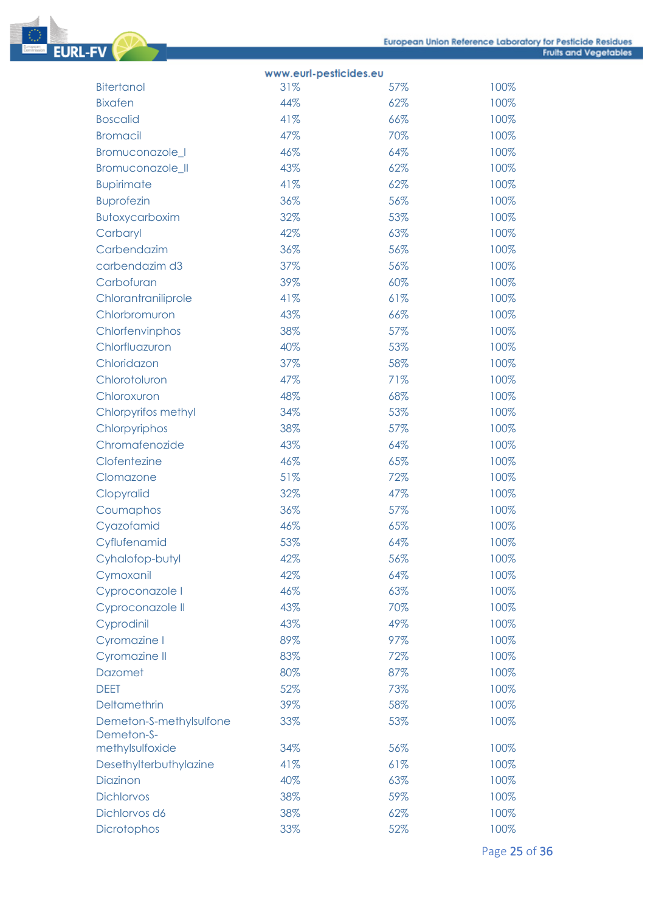| | | | |
|---|---|---|---|
| Bitertanol | 31% | 57% | 100% |
| Bixafen | 44% | 62% | 100% |
| Boscalid | 41% | 66% | 100% |
| Bromacil | 47% | 70% | 100% |
| Bromuconazole_I | 46% | 64% | 100% |
| Bromuconazole_II | 43% | 62% | 100% |
| Bupirimate | 41% | 62% | 100% |
| Buprofezin | 36% | 56% | 100% |
| Butoxycarboxim | 32% | 53% | 100% |
| Carbaryl | 42% | 63% | 100% |
| Carbendazim | 36% | 56% | 100% |
| carbendazim d3 | 37% | 56% | 100% |
| Carbofuran | 39% | 60% | 100% |
| Chlorantraniliprole | 41% | 61% | 100% |
| Chlorbromuron | 43% | 66% | 100% |
| Chlorfenvinphos | 38% | 57% | 100% |
| Chlorfluazuron | 40% | 53% | 100% |
| Chloridazon | 37% | 58% | 100% |
| Chlorotoluron | 47% | 71% | 100% |
| Chloroxuron | 48% | 68% | 100% |
| Chlorpyrifos methyl | 34% | 53% | 100% |
| Chlorpyriphos | 38% | 57% | 100% |
| Chromafenozide | 43% | 64% | 100% |
| Clofentezine | 46% | 65% | 100% |
| Clomazone | 51% | 72% | 100% |
| Clopyralid | 32% | 47% | 100% |
| Coumaphos | 36% | 57% | 100% |
| Cyazofamid | 46% | 65% | 100% |
| Cyflufenamid | 53% | 64% | 100% |
| Cyhalofop-butyl | 42% | 56% | 100% |
| Cymoxanil | 42% | 64% | 100% |
| Cyproconazole I | 46% | 63% | 100% |
| Cyproconazole II | 43% | 70% | 100% |
| Cyprodinil | 43% | 49% | 100% |
| Cyromazine I | 89% | 97% | 100% |
| Cyromazine II | 83% | 72% | 100% |
| Dazomet | 80% | 87% | 100% |
| DEET | 52% | 73% | 100% |
| Deltamethrin | 39% | 58% | 100% |
| Demeton-S-methylsulfone | 33% | 53% | 100% |
| Demeton-S-methylsulfoxide | 34% | 56% | 100% |
| Desethylterbuthylazine | 41% | 61% | 100% |
| Diazinon | 40% | 63% | 100% |
| Dichlorvos | 38% | 59% | 100% |
| Dichlorvos d6 | 38% | 62% | 100% |
| Dicrotophos | 33% | 52% | 100% |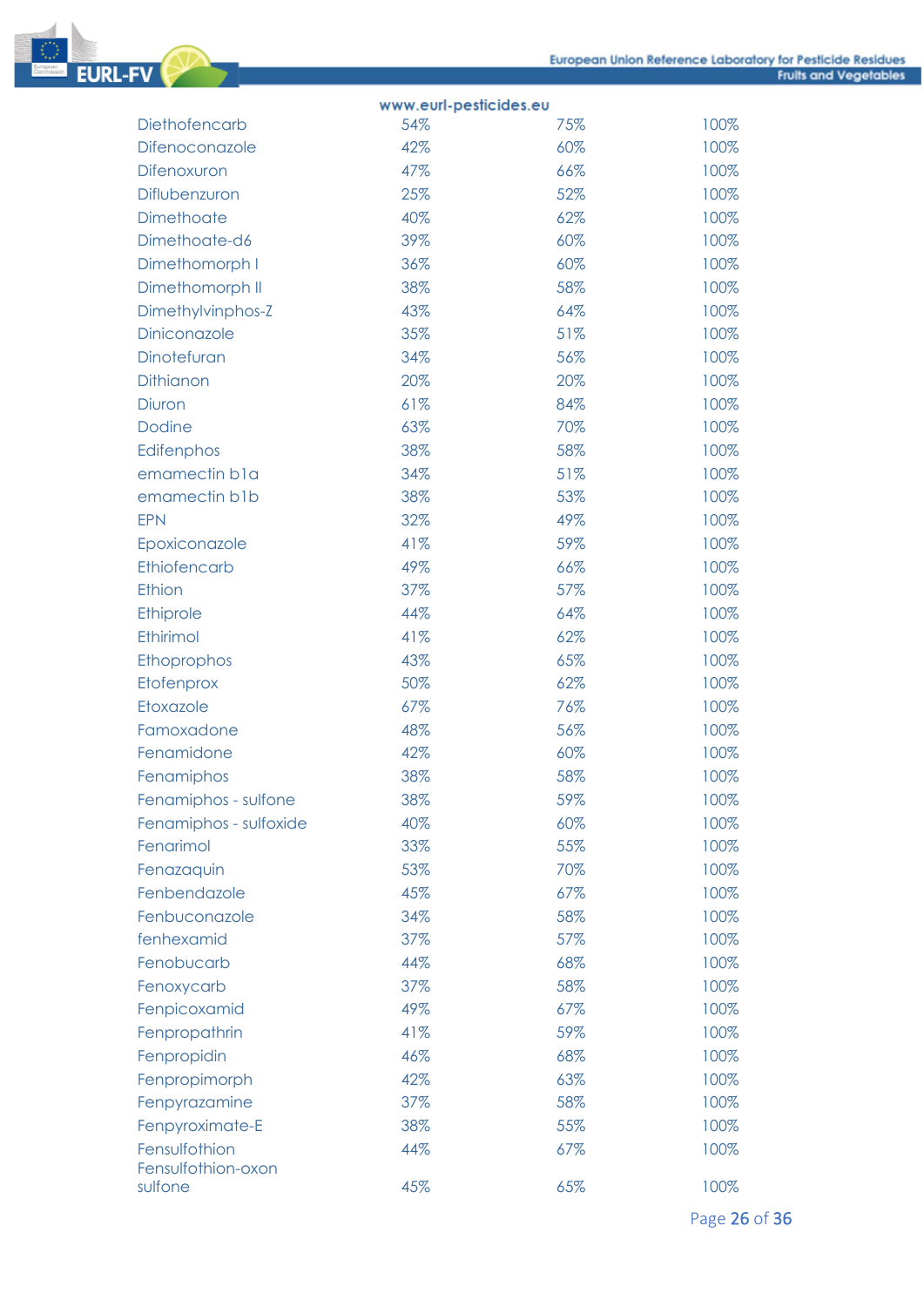| | | | |
|---|---|---|---|
| Diethofencarb | 54% | 75% | 100% |
| Difenoconazole | 42% | 60% | 100% |
| Difenoxuron | 47% | 66% | 100% |
| Diflubenzuron | 25% | 52% | 100% |
| Dimethoate | 40% | 62% | 100% |
| Dimethoate-d6 | 39% | 60% | 100% |
| Dimethomorph I | 36% | 60% | 100% |
| Dimethomorph II | 38% | 58% | 100% |
| Dimethylvinphos-Z | 43% | 64% | 100% |
| Diniconazole | 35% | 51% | 100% |
| Dinotefuran | 34% | 56% | 100% |
| Dithianon | 20% | 20% | 100% |
| Diuron | 61% | 84% | 100% |
| Dodine | 63% | 70% | 100% |
| Edifenphos | 38% | 58% | 100% |
| emamectin b1a | 34% | 51% | 100% |
| emamectin b1b | 38% | 53% | 100% |
| EPN | 32% | 49% | 100% |
| Epoxiconazole | 41% | 59% | 100% |
| Ethiofencarb | 49% | 66% | 100% |
| Ethion | 37% | 57% | 100% |
| Ethiprole | 44% | 64% | 100% |
| Ethirimol | 41% | 62% | 100% |
| Ethoprophos | 43% | 65% | 100% |
| Etofenprox | 50% | 62% | 100% |
| Etoxazole | 67% | 76% | 100% |
| Famoxadone | 48% | 56% | 100% |
| Fenamidone | 42% | 60% | 100% |
| Fenamiphos | 38% | 58% | 100% |
| Fenamiphos - sulfone | 38% | 59% | 100% |
| Fenamiphos - sulfoxide | 40% | 60% | 100% |
| Fenarimol | 33% | 55% | 100% |
| Fenazaquin | 53% | 70% | 100% |
| Fenbendazole | 45% | 67% | 100% |
| Fenbuconazole | 34% | 58% | 100% |
| fenhexamid | 37% | 57% | 100% |
| Fenobucarb | 44% | 68% | 100% |
| Fenoxycarb | 37% | 58% | 100% |
| Fenpicoxamid | 49% | 67% | 100% |
| Fenpropathrin | 41% | 59% | 100% |
| Fenpropidin | 46% | 68% | 100% |
| Fenpropimorph | 42% | 63% | 100% |
| Fenpyrazamine | 37% | 58% | 100% |
| Fenpyroximate-E | 38% | 55% | 100% |
| Fensulfothion | 44% | 67% | 100% |
| Fensulfothion-oxon sulfone | 45% | 65% | 100% |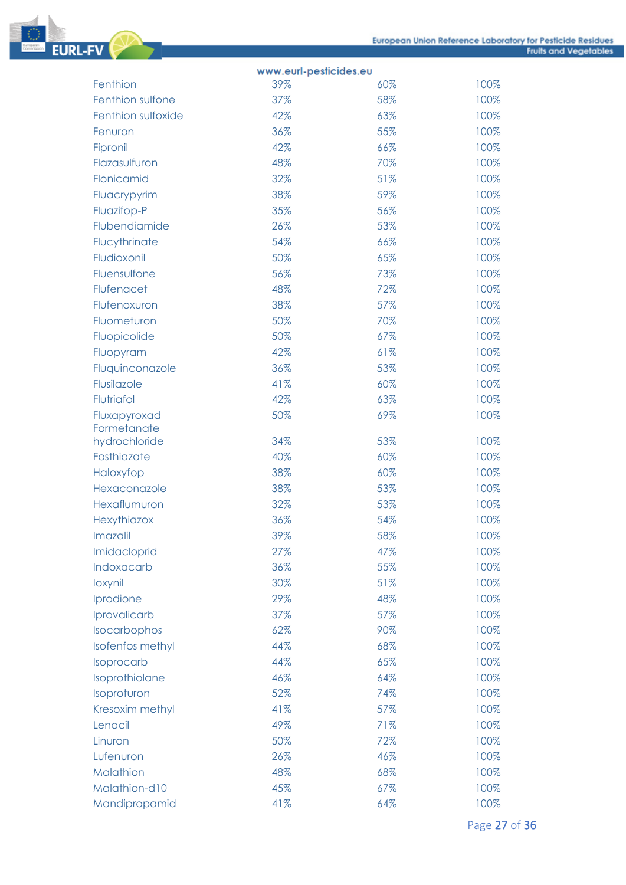www.eurl-pesticides.eu

| | | | |
|---|---|---|---|
| Fenthion | 39% | 60% | 100% |
| Fenthion sulfone | 37% | 58% | 100% |
| Fenthion sulfoxide | 42% | 63% | 100% |
| Fenuron | 36% | 55% | 100% |
| Fipronil | 42% | 66% | 100% |
| Flazasulfuron | 48% | 70% | 100% |
| Flonicamid | 32% | 51% | 100% |
| Fluacrypyrim | 38% | 59% | 100% |
| Fluazifop-P | 35% | 56% | 100% |
| Flubendiamide | 26% | 53% | 100% |
| Flucythrinate | 54% | 66% | 100% |
| Fludioxonil | 50% | 65% | 100% |
| Fluensulfone | 56% | 73% | 100% |
| Flufenacet | 48% | 72% | 100% |
| Flufenoxuron | 38% | 57% | 100% |
| Fluometuron | 50% | 70% | 100% |
| Fluopicolide | 50% | 67% | 100% |
| Fluopyram | 42% | 61% | 100% |
| Fluquinconazole | 36% | 53% | 100% |
| Flusilazole | 41% | 60% | 100% |
| Flutriafol | 42% | 63% | 100% |
| Fluxapyroxad | 50% | 69% | 100% |
| Formetanate hydrochloride | 34% | 53% | 100% |
| Fosthiazate | 40% | 60% | 100% |
| Haloxyfop | 38% | 60% | 100% |
| Hexaconazole | 38% | 53% | 100% |
| Hexaflumuron | 32% | 53% | 100% |
| Hexythiazox | 36% | 54% | 100% |
| Imazalil | 39% | 58% | 100% |
| Imidacloprid | 27% | 47% | 100% |
| Indoxacarb | 36% | 55% | 100% |
| Ioxynil | 30% | 51% | 100% |
| Iprodione | 29% | 48% | 100% |
| Iprovalicarb | 37% | 57% | 100% |
| Isocarbophos | 62% | 90% | 100% |
| Isofenfos methyl | 44% | 68% | 100% |
| Isoprocarb | 44% | 65% | 100% |
| Isoprothiolane | 46% | 64% | 100% |
| Isoproturon | 52% | 74% | 100% |
| Kresoxim methyl | 41% | 57% | 100% |
| Lenacil | 49% | 71% | 100% |
| Linuron | 50% | 72% | 100% |
| Lufenuron | 26% | 46% | 100% |
| Malathion | 48% | 68% | 100% |
| Malathion-d10 | 45% | 67% | 100% |
| Mandipropamid | 41% | 64% | 100% |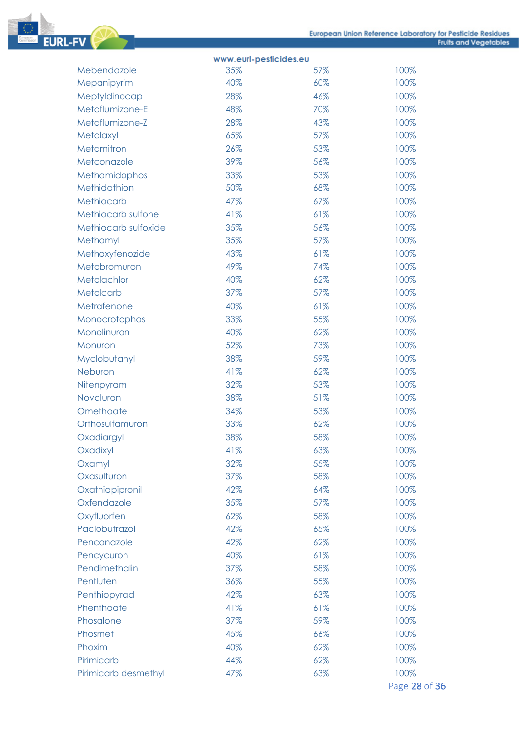| | | | |
|---|---|---|---|
| Mebendazole | 35% | 57% | 100% |
| Mepanipyrim | 40% | 60% | 100% |
| Meptyldinocap | 28% | 46% | 100% |
| Metaflumizone-E | 48% | 70% | 100% |
| Metaflumizone-Z | 28% | 43% | 100% |
| Metalaxyl | 65% | 57% | 100% |
| Metamitron | 26% | 53% | 100% |
| Metconazole | 39% | 56% | 100% |
| Methamidophos | 33% | 53% | 100% |
| Methidathion | 50% | 68% | 100% |
| Methiocarb | 47% | 67% | 100% |
| Methiocarb sulfone | 41% | 61% | 100% |
| Methiocarb sulfoxide | 35% | 56% | 100% |
| Methomyl | 35% | 57% | 100% |
| Methoxyfenozide | 43% | 61% | 100% |
| Metobromuron | 49% | 74% | 100% |
| Metolachlor | 40% | 62% | 100% |
| Metolcarb | 37% | 57% | 100% |
| Metrafenone | 40% | 61% | 100% |
| Monocrotophos | 33% | 55% | 100% |
| Monolinuron | 40% | 62% | 100% |
| Monuron | 52% | 73% | 100% |
| Myclobutanyl | 38% | 59% | 100% |
| Neburon | 41% | 62% | 100% |
| Nitenpyram | 32% | 53% | 100% |
| Novaluron | 38% | 51% | 100% |
| Omethoate | 34% | 53% | 100% |
| Orthosulfamuron | 33% | 62% | 100% |
| Oxadiargyl | 38% | 58% | 100% |
| Oxadixyl | 41% | 63% | 100% |
| Oxamyl | 32% | 55% | 100% |
| Oxasulfuron | 37% | 58% | 100% |
| Oxathiapipronil | 42% | 64% | 100% |
| Oxfendazole | 35% | 57% | 100% |
| Oxyfluorfen | 62% | 58% | 100% |
| Paclobutrazol | 42% | 65% | 100% |
| Penconazole | 42% | 62% | 100% |
| Pencycuron | 40% | 61% | 100% |
| Pendimethalin | 37% | 58% | 100% |
| Penflufen | 36% | 55% | 100% |
| Penthiopyrad | 42% | 63% | 100% |
| Phenthoate | 41% | 61% | 100% |
| Phosalone | 37% | 59% | 100% |
| Phosmet | 45% | 66% | 100% |
| Phoxim | 40% | 62% | 100% |
| Pirimicarb | 44% | 62% | 100% |
| Pirimicarb desmethyl | 47% | 63% | 100% |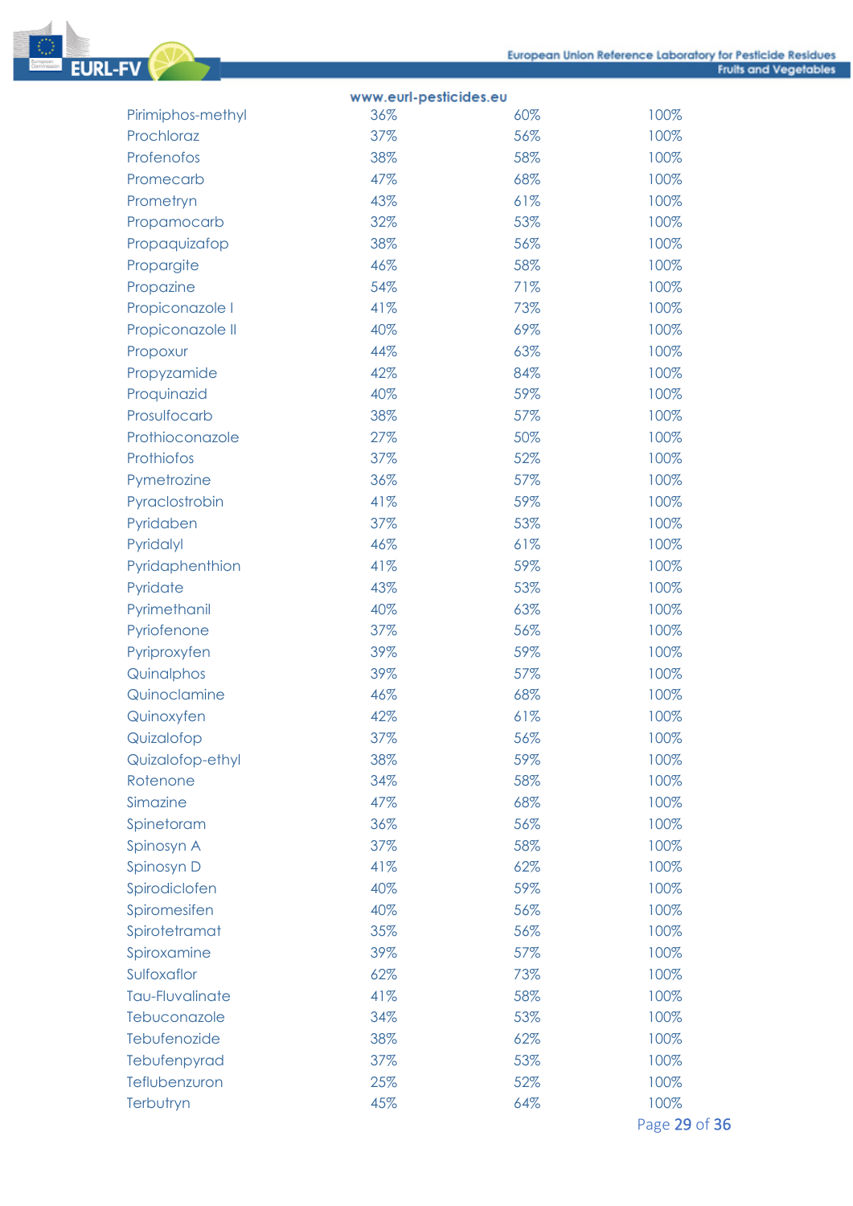| | | | |
|---|---|---|---|
| Pirimiphos-methyl | 36% | 60% | 100% |
| Prochloraz | 37% | 56% | 100% |
| Profenofos | 38% | 58% | 100% |
| Promecarb | 47% | 68% | 100% |
| Prometryn | 43% | 61% | 100% |
| Propamocarb | 32% | 53% | 100% |
| Propaquizafop | 38% | 56% | 100% |
| Propargite | 46% | 58% | 100% |
| Propazine | 54% | 71% | 100% |
| Propiconazole I | 41% | 73% | 100% |
| Propiconazole II | 40% | 69% | 100% |
| Propoxur | 44% | 63% | 100% |
| Propyzamide | 42% | 84% | 100% |
| Proquinazid | 40% | 59% | 100% |
| Prosulfocarb | 38% | 57% | 100% |
| Prothioconazole | 27% | 50% | 100% |
| Prothiofos | 37% | 52% | 100% |
| Pymetrozine | 36% | 57% | 100% |
| Pyraclostrobin | 41% | 59% | 100% |
| Pyridaben | 37% | 53% | 100% |
| Pyridalyl | 46% | 61% | 100% |
| Pyridaphenthion | 41% | 59% | 100% |
| Pyridate | 43% | 53% | 100% |
| Pyrimethanil | 40% | 63% | 100% |
| Pyriofenone | 37% | 56% | 100% |
| Pyriproxyfen | 39% | 59% | 100% |
| Quinalphos | 39% | 57% | 100% |
| Quinoclamine | 46% | 68% | 100% |
| Quinoxyfen | 42% | 61% | 100% |
| Quizalofop | 37% | 56% | 100% |
| Quizalofop-ethyl | 38% | 59% | 100% |
| Rotenone | 34% | 58% | 100% |
| Simazine | 47% | 68% | 100% |
| Spinetoram | 36% | 56% | 100% |
| Spinosyn A | 37% | 58% | 100% |
| Spinosyn D | 41% | 62% | 100% |
| Spirodiclofen | 40% | 59% | 100% |
| Spiromesifen | 40% | 56% | 100% |
| Spirotetramat | 35% | 56% | 100% |
| Spiroxamine | 39% | 57% | 100% |
| Sulfoxaflor | 62% | 73% | 100% |
| Tau-Fluvalinate | 41% | 58% | 100% |
| Tebuconazole | 34% | 53% | 100% |
| Tebufenozide | 38% | 62% | 100% |
| Tebufenpyrad | 37% | 53% | 100% |
| Teflubenzuron | 25% | 52% | 100% |
| Terbutryn | 45% | 64% | 100% |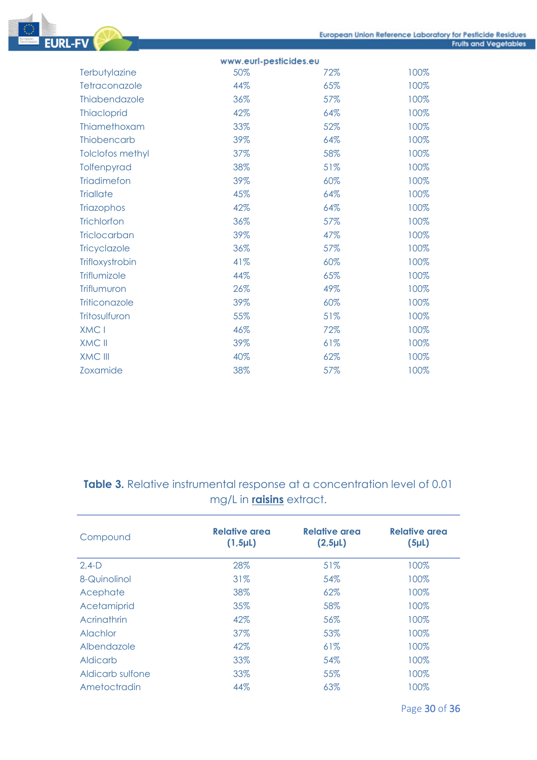| | | | |
|---|---|---|---|
| Terbutylazine | 50% | 72% | 100% |
| Tetraconazole | 44% | 65% | 100% |
| Thiabendazole | 36% | 57% | 100% |
| Thiacloprid | 42% | 64% | 100% |
| Thiamethoxam | 33% | 52% | 100% |
| Thiobencarb | 39% | 64% | 100% |
| Tolclofos methyl | 37% | 58% | 100% |
| Tolfenpyrad | 38% | 51% | 100% |
| Triadimefon | 39% | 60% | 100% |
| Triallate | 45% | 64% | 100% |
| Triazophos | 42% | 64% | 100% |
| Trichlorfon | 36% | 57% | 100% |
| Triclocarban | 39% | 47% | 100% |
| Tricyclazole | 36% | 57% | 100% |
| Trifloxystrobin | 41% | 60% | 100% |
| Triflumizole | 44% | 65% | 100% |
| Triflumuron | 26% | 49% | 100% |
| Triticonazole | 39% | 60% | 100% |
| Tritosulfuron | 55% | 51% | 100% |
| XMC I | 46% | 72% | 100% |
| XMC II | 39% | 61% | 100% |
| XMC III | 40% | 62% | 100% |
| Zoxamide | 38% | 57% | 100% |

**Table 3.** Relative instrumental response at a concentration level of 0.01 mg/L in **raisins** extract.

| Compound | Relative area (1,5µL) | Relative area (2,5µL) | Relative area (5µL) |
|---|---|---|---|
| 2,4-D | 28% | 51% | 100% |
| 8-Quinolinol | 31% | 54% | 100% |
| Acephate | 38% | 62% | 100% |
| Acetamiprid | 35% | 58% | 100% |
| Acrinathrin | 42% | 56% | 100% |
| Alachlor | 37% | 53% | 100% |
| Albendazole | 42% | 61% | 100% |
| Aldicarb | 33% | 54% | 100% |
| Aldicarb sulfone | 33% | 55% | 100% |
| Ametoctradin | 44% | 63% | 100% |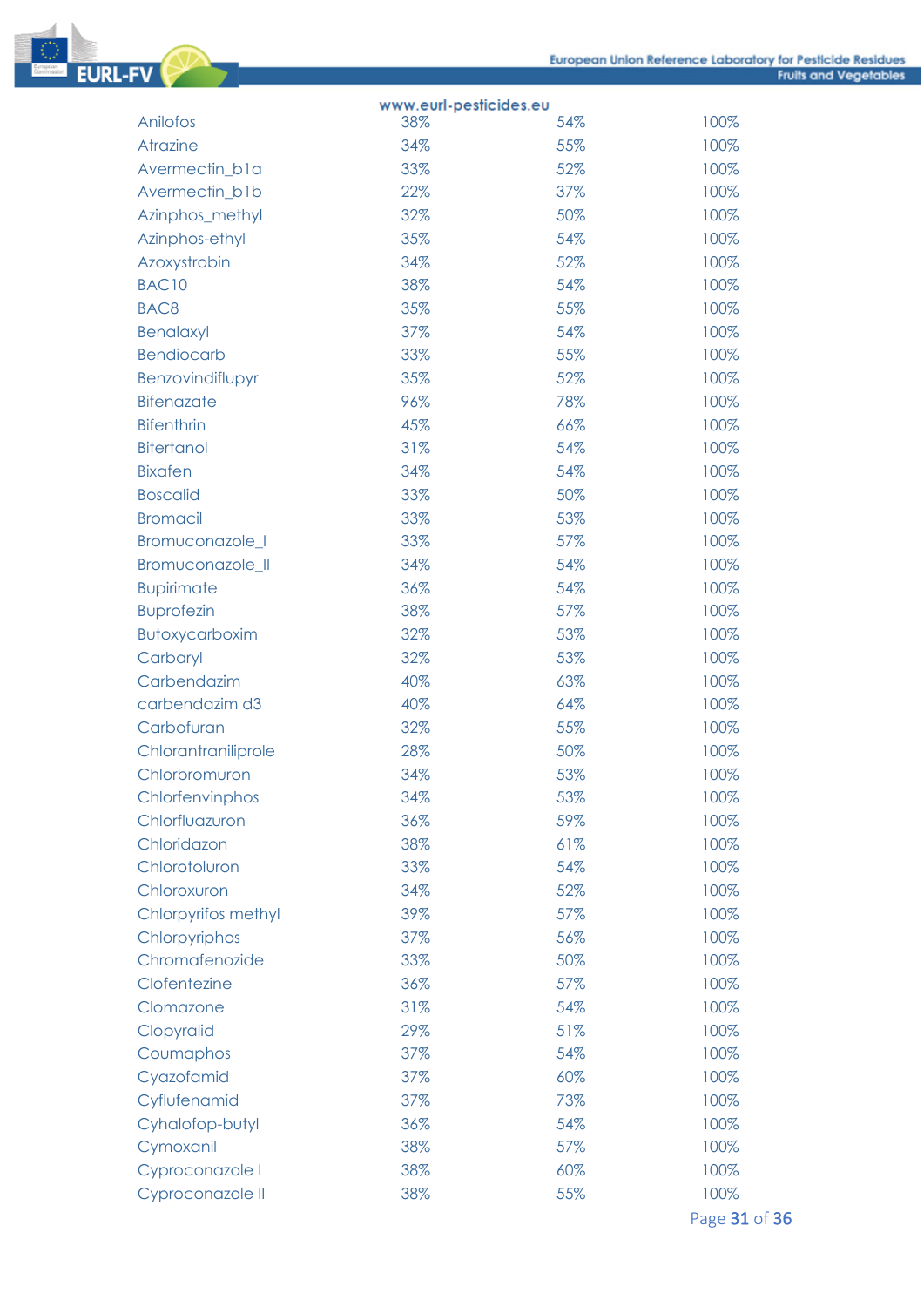| | | | |
|---|---|---|---|
| Anilofos | 38% | 54% | 100% |
| Atrazine | 34% | 55% | 100% |
| Avermectin_b1a | 33% | 52% | 100% |
| Avermectin_b1b | 22% | 37% | 100% |
| Azinphos_methyl | 32% | 50% | 100% |
| Azinphos-ethyl | 35% | 54% | 100% |
| Azoxystrobin | 34% | 52% | 100% |
| BAC10 | 38% | 54% | 100% |
| BAC8 | 35% | 55% | 100% |
| Benalaxyl | 37% | 54% | 100% |
| Bendiocarb | 33% | 55% | 100% |
| Benzovindiflupyr | 35% | 52% | 100% |
| Bifenazate | 96% | 78% | 100% |
| Bifenthrin | 45% | 66% | 100% |
| Bitertanol | 31% | 54% | 100% |
| Bixafen | 34% | 54% | 100% |
| Boscalid | 33% | 50% | 100% |
| Bromacil | 33% | 53% | 100% |
| Bromuconazole_I | 33% | 57% | 100% |
| Bromuconazole_II | 34% | 54% | 100% |
| Bupirimate | 36% | 54% | 100% |
| Buprofezin | 38% | 57% | 100% |
| Butoxycarboxim | 32% | 53% | 100% |
| Carbaryl | 32% | 53% | 100% |
| Carbendazim | 40% | 63% | 100% |
| carbendazim d3 | 40% | 64% | 100% |
| Carbofuran | 32% | 55% | 100% |
| Chlorantraniliprole | 28% | 50% | 100% |
| Chlorbromuron | 34% | 53% | 100% |
| Chlorfenvinphos | 34% | 53% | 100% |
| Chlorfluazuron | 36% | 59% | 100% |
| Chloridazon | 38% | 61% | 100% |
| Chlorotoluron | 33% | 54% | 100% |
| Chloroxuron | 34% | 52% | 100% |
| Chlorpyrifos methyl | 39% | 57% | 100% |
| Chlorpyriphos | 37% | 56% | 100% |
| Chromafenozide | 33% | 50% | 100% |
| Clofentezine | 36% | 57% | 100% |
| Clomazone | 31% | 54% | 100% |
| Clopyralid | 29% | 51% | 100% |
| Coumaphos | 37% | 54% | 100% |
| Cyazofamid | 37% | 60% | 100% |
| Cyflufenamid | 37% | 73% | 100% |
| Cyhalofop-butyl | 36% | 54% | 100% |
| Cymoxanil | 38% | 57% | 100% |
| Cyproconazole I | 38% | 60% | 100% |
| Cyproconazole II | 38% | 55% | 100% |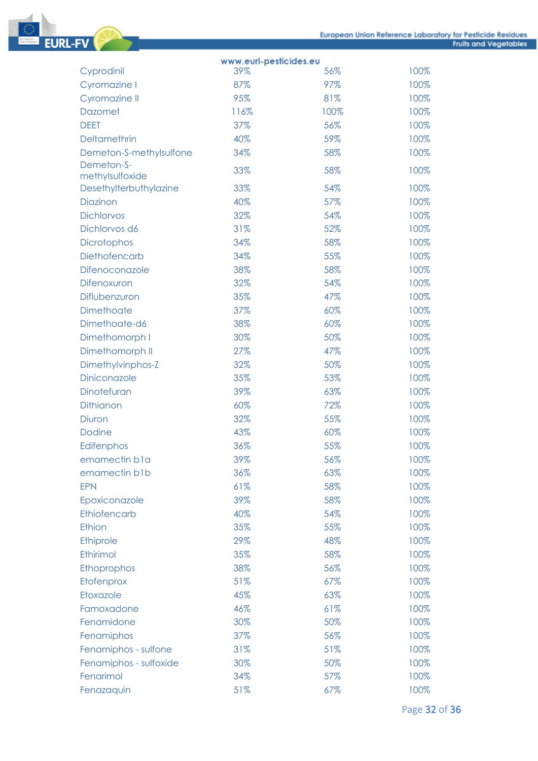| | | | |
|---|---|---|---|
| Cyprodinil | 39% | 56% | 100% |
| Cyromazine I | 87% | 97% | 100% |
| Cyromazine II | 95% | 81% | 100% |
| Dazomet | 116% | 100% | 100% |
| DEET | 37% | 56% | 100% |
| Deltamethrin | 40% | 59% | 100% |
| Demeton-S-methylsulfone | 34% | 58% | 100% |
| Demeton-S-methylsulfoxide | 33% | 58% | 100% |
| Desethylterbuthylazine | 33% | 54% | 100% |
| Diazinon | 40% | 57% | 100% |
| Dichlorvos | 32% | 54% | 100% |
| Dichlorvos d6 | 31% | 52% | 100% |
| Dicrotophos | 34% | 58% | 100% |
| Diethofencarb | 34% | 55% | 100% |
| Difenoconazole | 38% | 58% | 100% |
| Difenoxuron | 32% | 54% | 100% |
| Diflubenzuron | 35% | 47% | 100% |
| Dimethoate | 37% | 60% | 100% |
| Dimethoate-d6 | 38% | 60% | 100% |
| Dimethomorph I | 30% | 50% | 100% |
| Dimethomorph II | 27% | 47% | 100% |
| Dimethylvinphos-Z | 32% | 50% | 100% |
| Diniconazole | 35% | 53% | 100% |
| Dinotefuran | 39% | 63% | 100% |
| Dithianon | 60% | 72% | 100% |
| Diuron | 32% | 55% | 100% |
| Dodine | 43% | 60% | 100% |
| Edifenphos | 36% | 55% | 100% |
| emamectin b1a | 39% | 56% | 100% |
| emamectin b1b | 36% | 63% | 100% |
| EPN | 61% | 58% | 100% |
| Epoxiconazole | 39% | 58% | 100% |
| Ethiofencarb | 40% | 54% | 100% |
| Ethion | 35% | 55% | 100% |
| Ethiprole | 29% | 48% | 100% |
| Ethirimol | 35% | 58% | 100% |
| Ethoprophos | 38% | 56% | 100% |
| Etofenprox | 51% | 67% | 100% |
| Etoxazole | 45% | 63% | 100% |
| Famoxadone | 46% | 61% | 100% |
| Fenamidone | 30% | 50% | 100% |
| Fenamiphos | 37% | 56% | 100% |
| Fenamiphos - sulfone | 31% | 51% | 100% |
| Fenamiphos - sulfoxide | 30% | 50% | 100% |
| Fenarimol | 34% | 57% | 100% |
| Fenazaquin | 51% | 67% | 100% |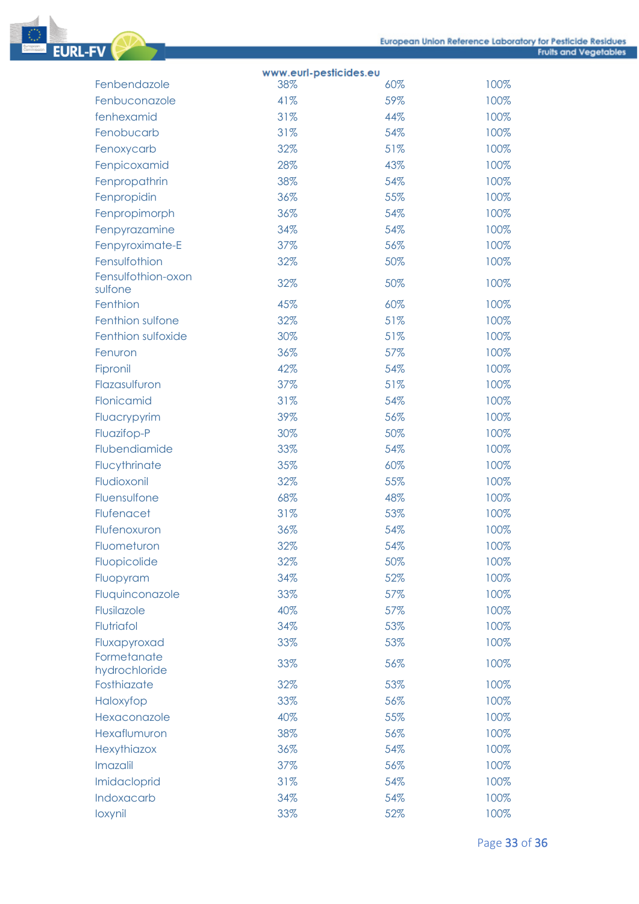| | | | |
|---|---|---|---|
| Fenbendazole | 38% | 60% | 100% |
| Fenbuconazole | 41% | 59% | 100% |
| fenhexamid | 31% | 44% | 100% |
| Fenobucarb | 31% | 54% | 100% |
| Fenoxycarb | 32% | 51% | 100% |
| Fenpicoxamid | 28% | 43% | 100% |
| Fenpropathrin | 38% | 54% | 100% |
| Fenpropidin | 36% | 55% | 100% |
| Fenpropimorph | 36% | 54% | 100% |
| Fenpyrazamine | 34% | 54% | 100% |
| Fenpyroximate-E | 37% | 56% | 100% |
| Fensulfothion | 32% | 50% | 100% |
| Fensulfothion-oxon sulfone | 32% | 50% | 100% |
| Fenthion | 45% | 60% | 100% |
| Fenthion sulfone | 32% | 51% | 100% |
| Fenthion sulfoxide | 30% | 51% | 100% |
| Fenuron | 36% | 57% | 100% |
| Fipronil | 42% | 54% | 100% |
| Flazasulfuron | 37% | 51% | 100% |
| Flonicamid | 31% | 54% | 100% |
| Fluacrypyrim | 39% | 56% | 100% |
| Fluazifop-P | 30% | 50% | 100% |
| Flubendiamide | 33% | 54% | 100% |
| Flucythrinate | 35% | 60% | 100% |
| Fludioxonil | 32% | 55% | 100% |
| Fluensulfone | 68% | 48% | 100% |
| Flufenacet | 31% | 53% | 100% |
| Flufenoxuron | 36% | 54% | 100% |
| Fluometuron | 32% | 54% | 100% |
| Fluopicolide | 32% | 50% | 100% |
| Fluopyram | 34% | 52% | 100% |
| Fluquinconazole | 33% | 57% | 100% |
| Flusilazole | 40% | 57% | 100% |
| Flutriafol | 34% | 53% | 100% |
| Fluxapyroxad | 33% | 53% | 100% |
| Formetanate hydrochloride | 33% | 56% | 100% |
| Fosthiazate | 32% | 53% | 100% |
| Haloxyfop | 33% | 56% | 100% |
| Hexaconazole | 40% | 55% | 100% |
| Hexaflumuron | 38% | 56% | 100% |
| Hexythiazox | 36% | 54% | 100% |
| Imazalil | 37% | 56% | 100% |
| Imidacloprid | 31% | 54% | 100% |
| Indoxacarb | 34% | 54% | 100% |
| Ioxynil | 33% | 52% | 100% |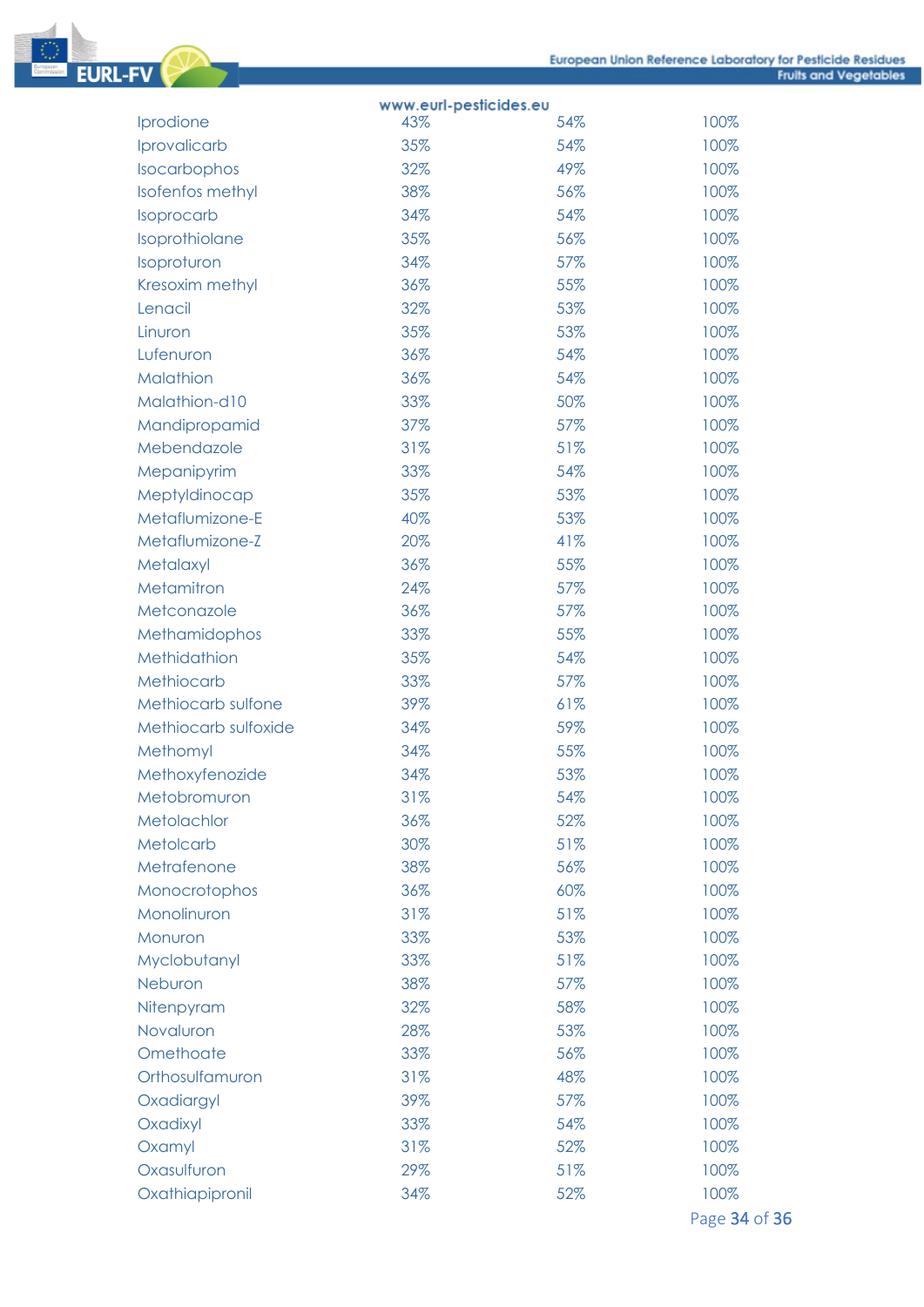| | | | |
|---|---|---|---|
| Iprodione | 43% | 54% | 100% |
| Iprovalicarb | 35% | 54% | 100% |
| Isocarbophos | 32% | 49% | 100% |
| Isofenfos methyl | 38% | 56% | 100% |
| Isoprocarb | 34% | 54% | 100% |
| Isoprothiolane | 35% | 56% | 100% |
| Isoproturon | 34% | 57% | 100% |
| Kresoxim methyl | 36% | 55% | 100% |
| Lenacil | 32% | 53% | 100% |
| Linuron | 35% | 53% | 100% |
| Lufenuron | 36% | 54% | 100% |
| Malathion | 36% | 54% | 100% |
| Malathion-d10 | 33% | 50% | 100% |
| Mandipropamid | 37% | 57% | 100% |
| Mebendazole | 31% | 51% | 100% |
| Mepanipyrim | 33% | 54% | 100% |
| Meptyldinocap | 35% | 53% | 100% |
| Metaflumizone-E | 40% | 53% | 100% |
| Metaflumizone-Z | 20% | 41% | 100% |
| Metalaxyl | 36% | 55% | 100% |
| Metamitron | 24% | 57% | 100% |
| Metconazole | 36% | 57% | 100% |
| Methamidophos | 33% | 55% | 100% |
| Methidathion | 35% | 54% | 100% |
| Methiocarb | 33% | 57% | 100% |
| Methiocarb sulfone | 39% | 61% | 100% |
| Methiocarb sulfoxide | 34% | 59% | 100% |
| Methomyl | 34% | 55% | 100% |
| Methoxyfenozide | 34% | 53% | 100% |
| Metobromuron | 31% | 54% | 100% |
| Metolachlor | 36% | 52% | 100% |
| Metolcarb | 30% | 51% | 100% |
| Metrafenone | 38% | 56% | 100% |
| Monocrotophos | 36% | 60% | 100% |
| Monolinuron | 31% | 51% | 100% |
| Monuron | 33% | 53% | 100% |
| Myclobutanyl | 33% | 51% | 100% |
| Neburon | 38% | 57% | 100% |
| Nitenpyram | 32% | 58% | 100% |
| Novaluron | 28% | 53% | 100% |
| Omethoate | 33% | 56% | 100% |
| Orthosulfamuron | 31% | 48% | 100% |
| Oxadiargyl | 39% | 57% | 100% |
| Oxadixyl | 33% | 54% | 100% |
| Oxamyl | 31% | 52% | 100% |
| Oxasulfuron | 29% | 51% | 100% |
| Oxathiapiprolin | 34% | 52% | 100% |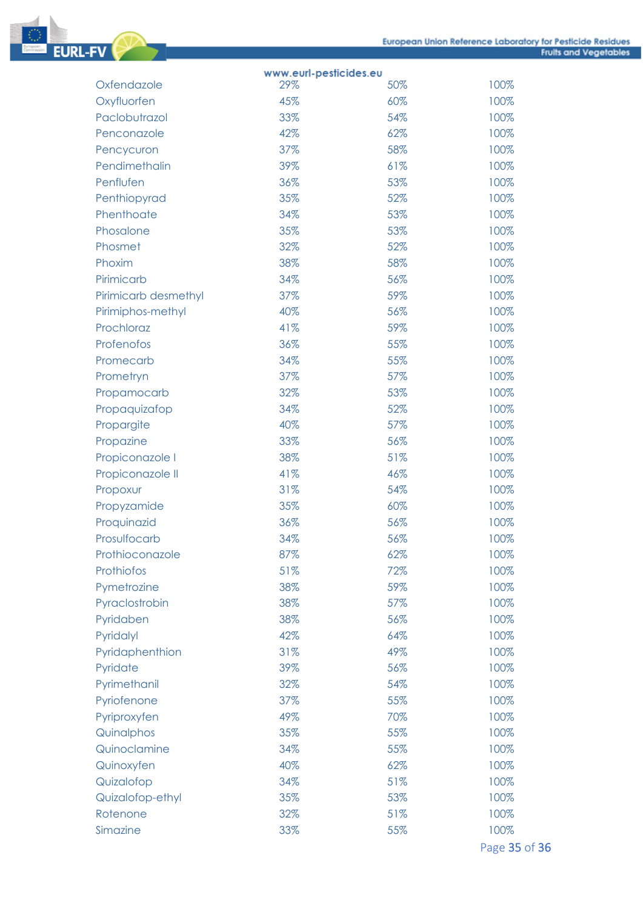| | | | |
|---|---|---|---|
| Oxfendazole | 29% | 50% | 100% |
| Oxyfluorfen | 45% | 60% | 100% |
| Paclobutrazol | 33% | 54% | 100% |
| Penconazole | 42% | 62% | 100% |
| Pencycuron | 37% | 58% | 100% |
| Pendimethalin | 39% | 61% | 100% |
| Penflufen | 36% | 53% | 100% |
| Penthiopyrad | 35% | 52% | 100% |
| Phenthoate | 34% | 53% | 100% |
| Phosalone | 35% | 53% | 100% |
| Phosmet | 32% | 52% | 100% |
| Phoxim | 38% | 58% | 100% |
| Pirimicarb | 34% | 56% | 100% |
| Pirimicarb desmethyl | 37% | 59% | 100% |
| Pirimiphos-methyl | 40% | 56% | 100% |
| Prochloraz | 41% | 59% | 100% |
| Profenofos | 36% | 55% | 100% |
| Promecarb | 34% | 55% | 100% |
| Prometryn | 37% | 57% | 100% |
| Propamocarb | 32% | 53% | 100% |
| Propaquizafop | 34% | 52% | 100% |
| Propargite | 40% | 57% | 100% |
| Propazine | 33% | 56% | 100% |
| Propiconazole I | 38% | 51% | 100% |
| Propiconazole II | 41% | 46% | 100% |
| Propoxur | 31% | 54% | 100% |
| Propyzamide | 35% | 60% | 100% |
| Proquinazid | 36% | 56% | 100% |
| Prosulfocarb | 34% | 56% | 100% |
| Prothioconazole | 87% | 62% | 100% |
| Prothiofos | 51% | 72% | 100% |
| Pymetrozine | 38% | 59% | 100% |
| Pyraclostrobin | 38% | 57% | 100% |
| Pyridaben | 38% | 56% | 100% |
| Pyridalyl | 42% | 64% | 100% |
| Pyridaphenthion | 31% | 49% | 100% |
| Pyridate | 39% | 56% | 100% |
| Pyrimethanil | 32% | 54% | 100% |
| Pyriofenone | 37% | 55% | 100% |
| Pyriproxyfen | 49% | 70% | 100% |
| Quinalphos | 35% | 55% | 100% |
| Quinoclamine | 34% | 55% | 100% |
| Quinoxyfen | 40% | 62% | 100% |
| Quizalofop | 34% | 51% | 100% |
| Quizalofop-ethyl | 35% | 53% | 100% |
| Rotenone | 32% | 51% | 100% |
| Simazine | 33% | 55% | 100% |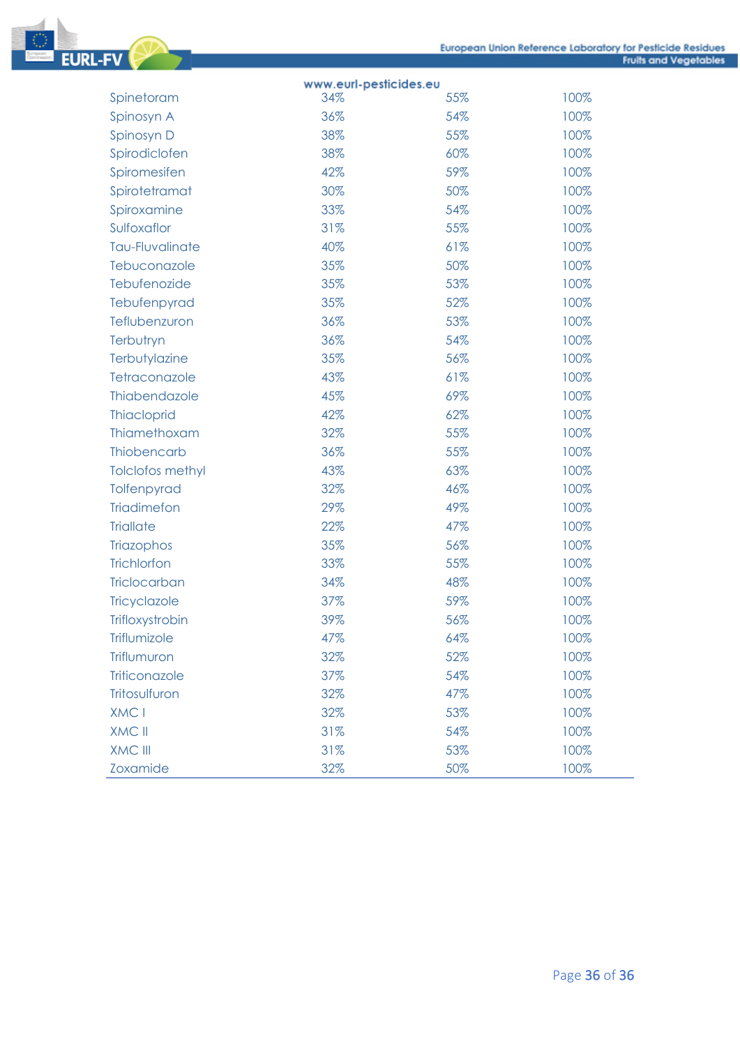| | | | |
|---|---|---|---|
| Spinetoram | 34% | 55% | 100% |
| Spinosyn A | 36% | 54% | 100% |
| Spinosyn D | 38% | 55% | 100% |
| Spirodiclofen | 38% | 60% | 100% |
| Spiromesifen | 42% | 59% | 100% |
| Spirotetramat | 30% | 50% | 100% |
| Spiroxamine | 33% | 54% | 100% |
| Sulfoxaflor | 31% | 55% | 100% |
| Tau-Fluvalinate | 40% | 61% | 100% |
| Tebuconazole | 35% | 50% | 100% |
| Tebufenozide | 35% | 53% | 100% |
| Tebufenpyrad | 35% | 52% | 100% |
| Teflubenzuron | 36% | 53% | 100% |
| Terbutryn | 36% | 54% | 100% |
| Terbutylazine | 35% | 56% | 100% |
| Tetraconazole | 43% | 61% | 100% |
| Thiabendazole | 45% | 69% | 100% |
| Thiacloprid | 42% | 62% | 100% |
| Thiamethoxam | 32% | 55% | 100% |
| Thiobencarb | 36% | 55% | 100% |
| Tolclofos methyl | 43% | 63% | 100% |
| Tolfenpyrad | 32% | 46% | 100% |
| Triadimefon | 29% | 49% | 100% |
| Triallate | 22% | 47% | 100% |
| Triazophos | 35% | 56% | 100% |
| Trichlorfon | 33% | 55% | 100% |
| Triclocarban | 34% | 48% | 100% |
| Tricyclazole | 37% | 59% | 100% |
| Trifloxystrobin | 39% | 56% | 100% |
| Triflumizole | 47% | 64% | 100% |
| Triflumuron | 32% | 52% | 100% |
| Triticonazole | 37% | 54% | 100% |
| Tritosulfuron | 32% | 47% | 100% |
| XMC I | 32% | 53% | 100% |
| XMC II | 31% | 54% | 100% |
| XMC III | 31% | 53% | 100% |
| Zoxamide | 32% | 50% | 100% |